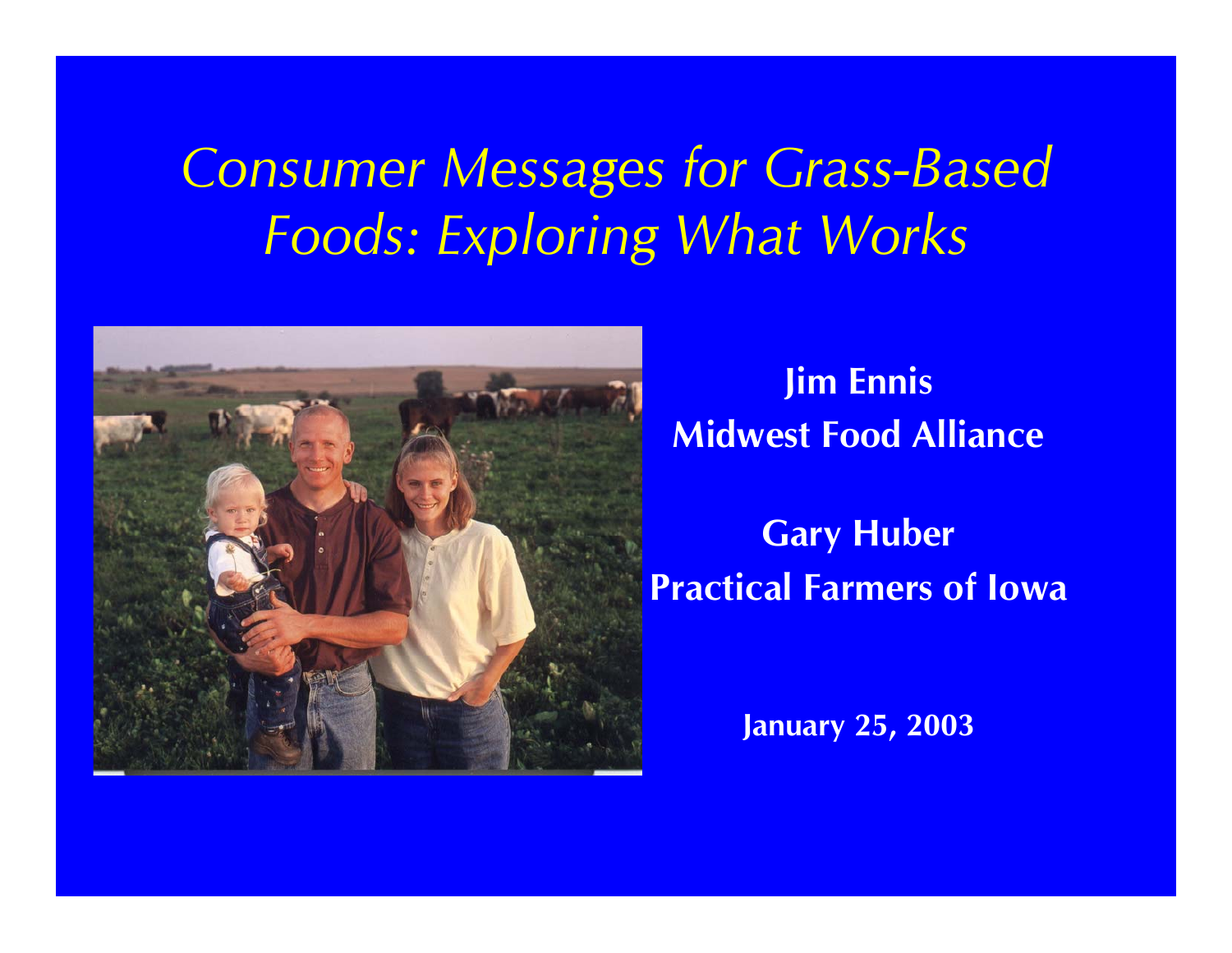# Consumer Messages for Grass-Based Foods: Exploring What Works

**Jim Ennis**
**Midwest Food Alliance**

**Gary Huber**
**Practical Farmers of Iowa**

**January 25, 2003**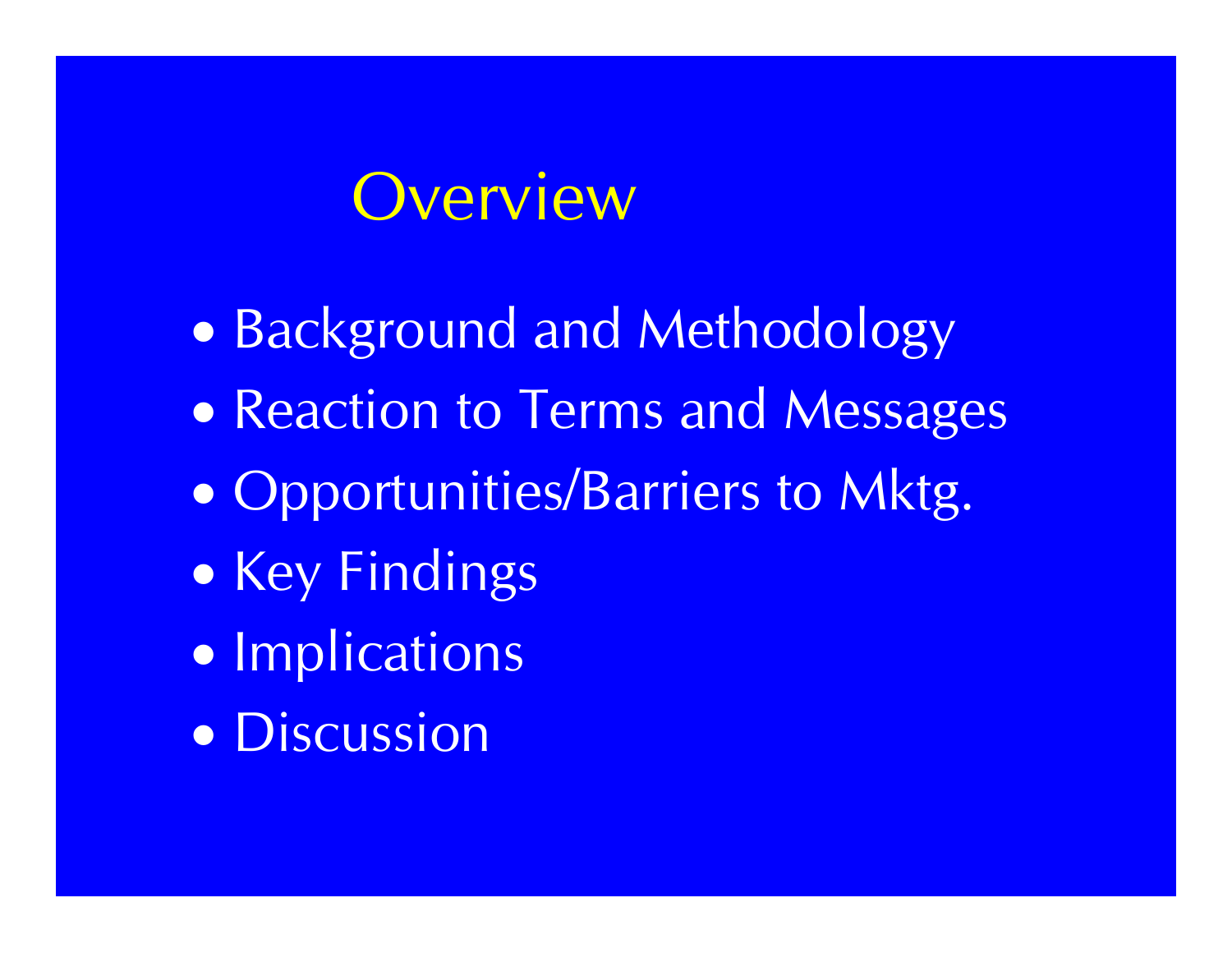# Overview

- Background and Methodology
- Reaction to Terms and Messages
- Opportunities/Barriers to Mktg.
- Key Findings
- Implications
- Discussion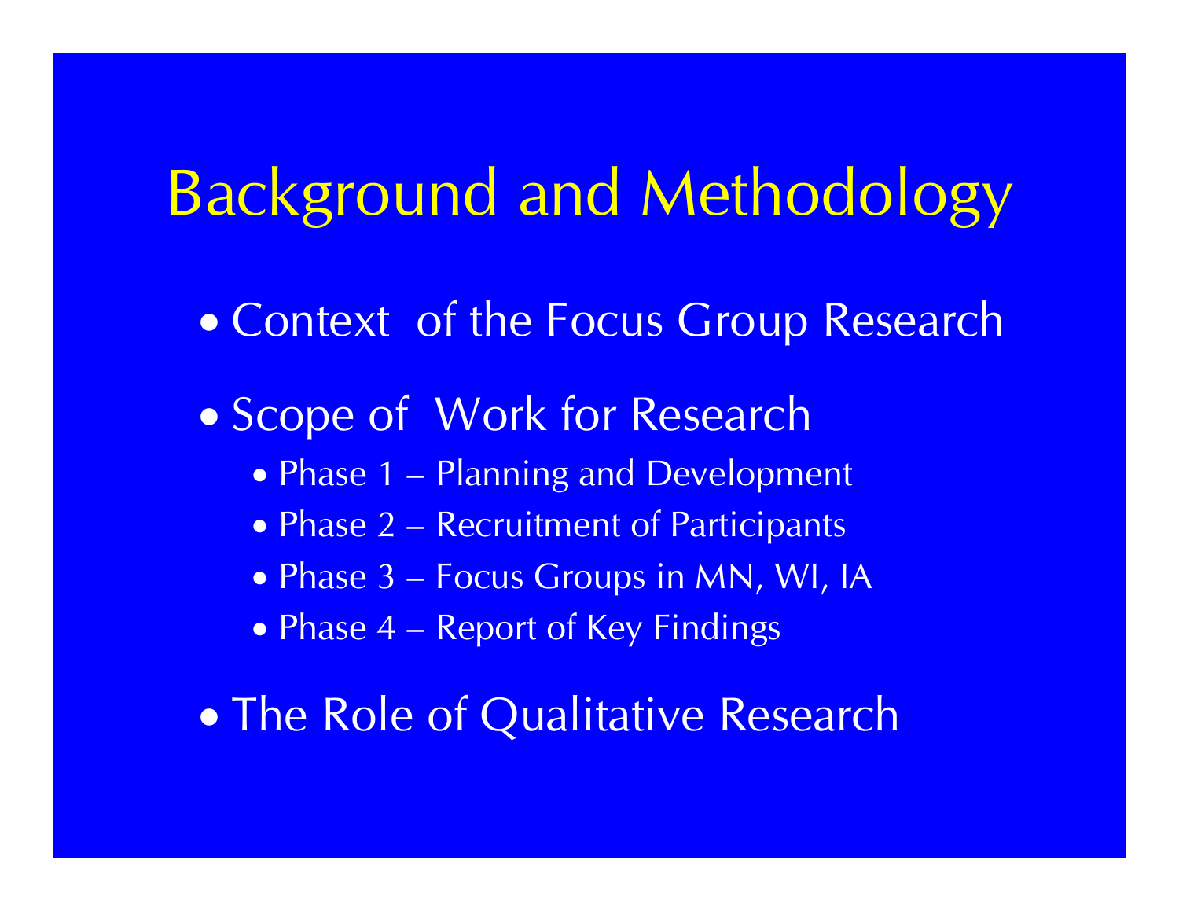# Background and Methodology

- Context of the Focus Group Research
- Scope of Work for Research
  - Phase 1 – Planning and Development
  - Phase 2 – Recruitment of Participants
  - Phase 3 – Focus Groups in MN, WI, IA
  - Phase 4 – Report of Key Findings
- The Role of Qualitative Research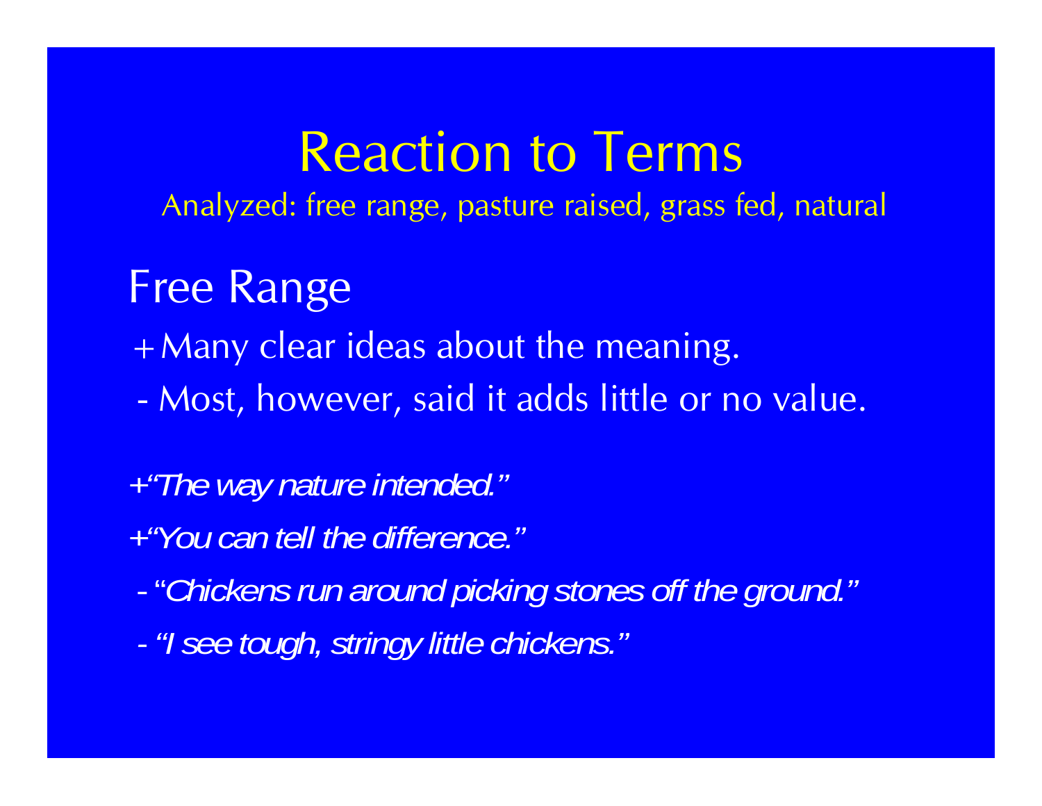# Reaction to Terms

Analyzed: free range, pasture raised, grass fed, natural

## Free Range

+ Many clear ideas about the meaning.
- Most, however, said it adds little or no value.

+*"The way nature intended."*

+*"You can tell the difference."*

- *"Chickens run around picking stones off the ground."*
- *"I see tough, stringy little chickens."*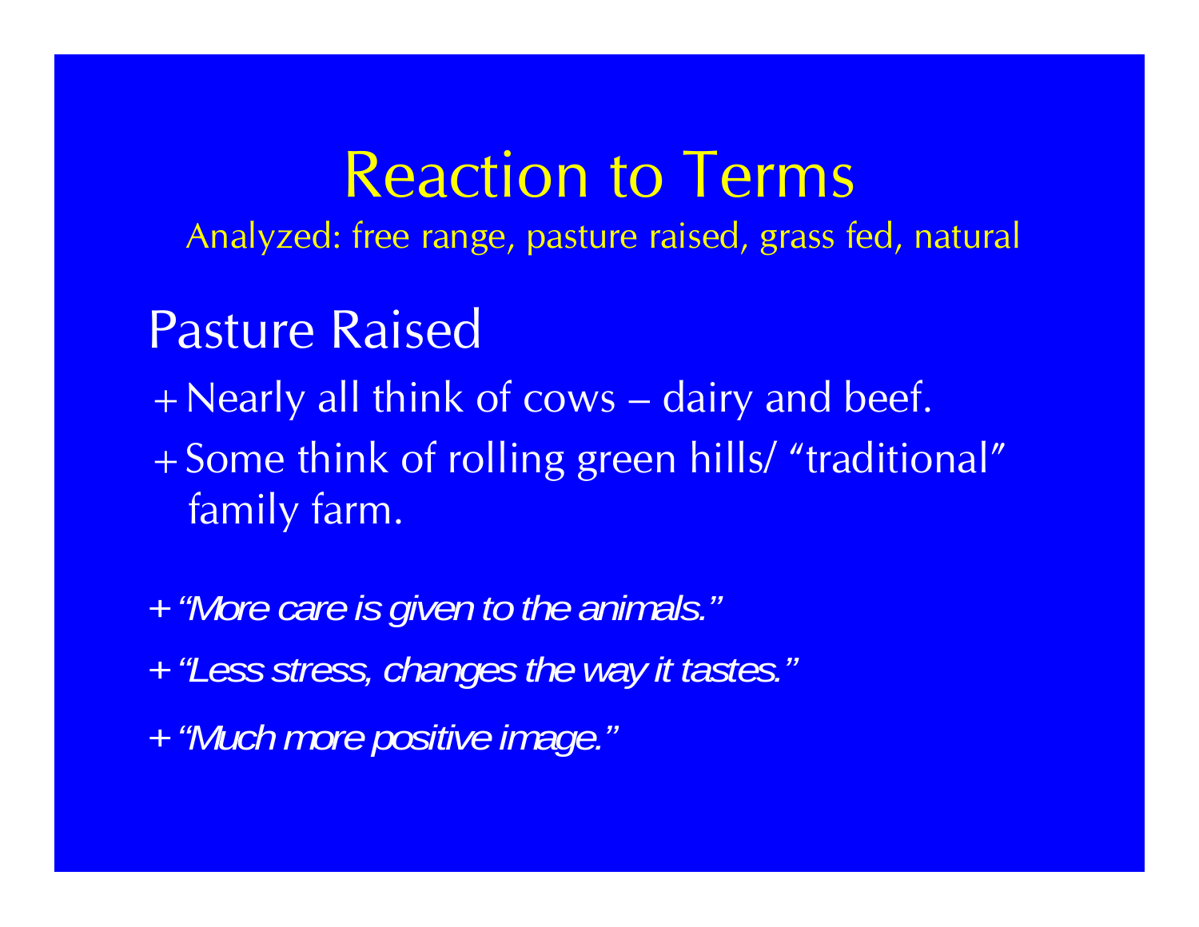# Reaction to Terms

Analyzed: free range, pasture raised, grass fed, natural

## Pasture Raised

+ Nearly all think of cows – dairy and beef.
+ Some think of rolling green hills/ "traditional" family farm.

+ *"More care is given to the animals."*
+ *"Less stress, changes the way it tastes."*
+ *"Much more positive image."*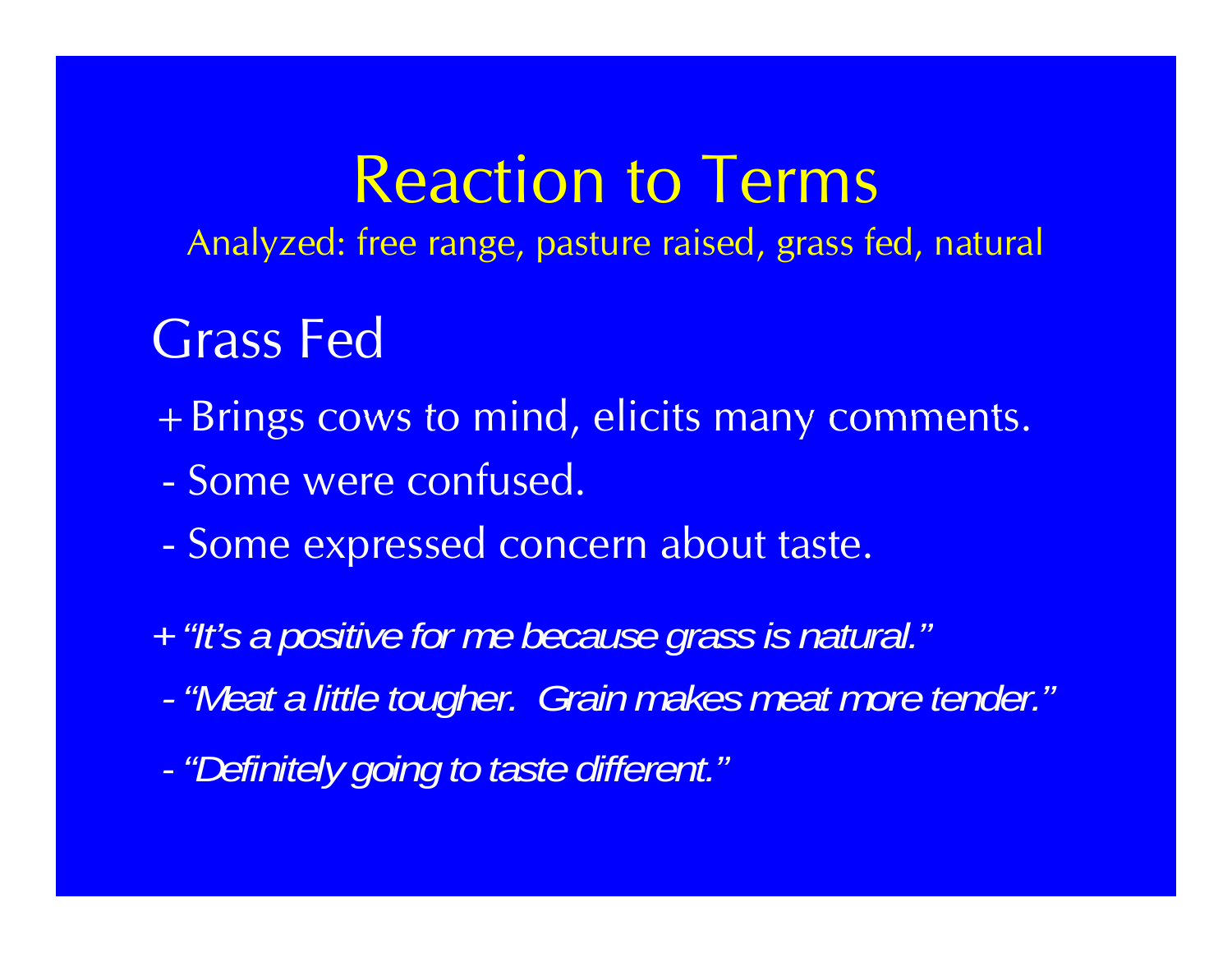# Reaction to Terms

Analyzed: free range, pasture raised, grass fed, natural

## Grass Fed

+Brings cows to mind, elicits many comments.

- Some were confused.

- Some expressed concern about taste.

+*"It's a positive for me because grass is natural."*

-*"Meat a little tougher.  Grain makes meat more tender."*

-*"Definitely going to taste different."*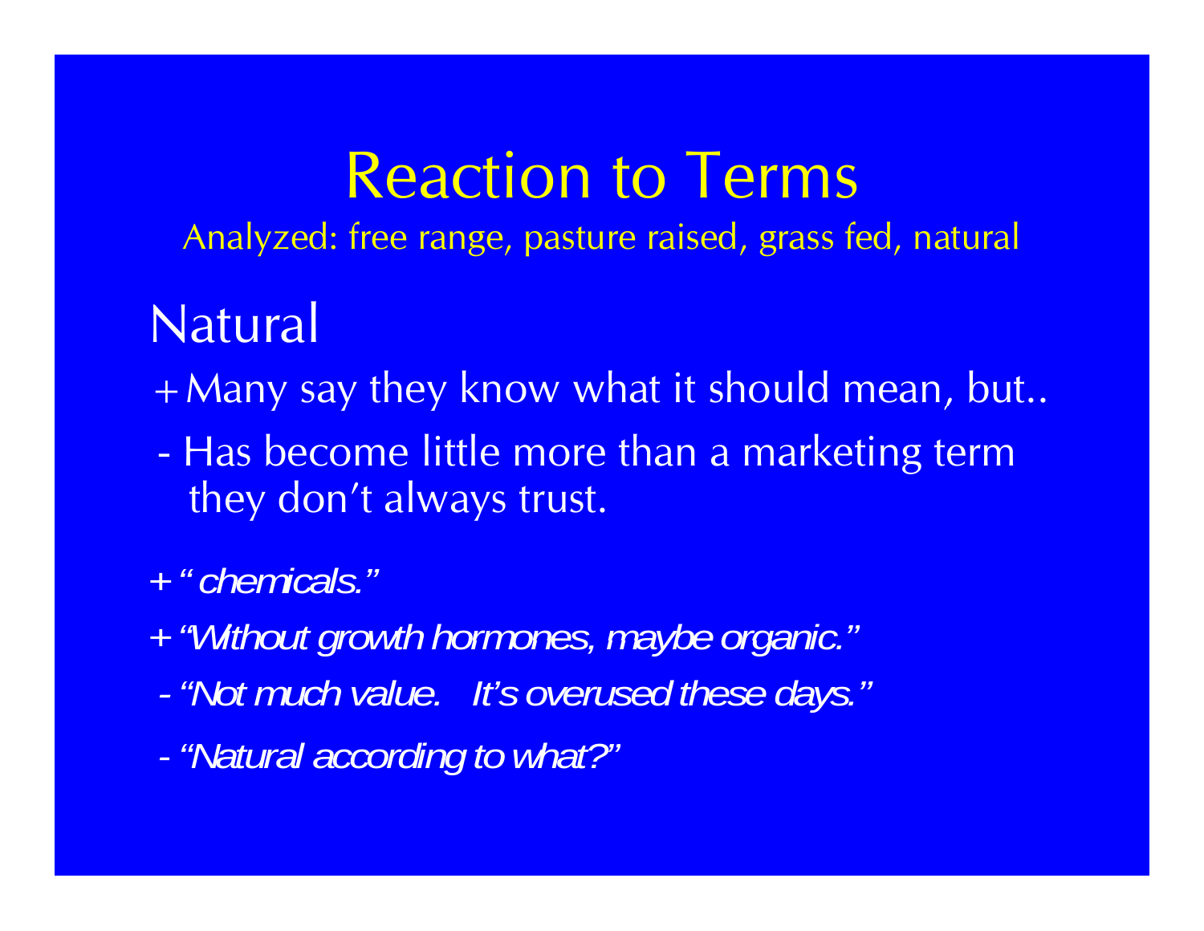# Reaction to Terms

Analyzed: free range, pasture raised, grass fed, natural

## Natural

+Many say they know what it should mean, but..

- Has become little more than a marketing term they don't always trust.

+*" chemicals."*

+*"Without growth hormones, maybe organic."*

-*"Not much value. It's overused these days."*

-*"Natural according to what?"*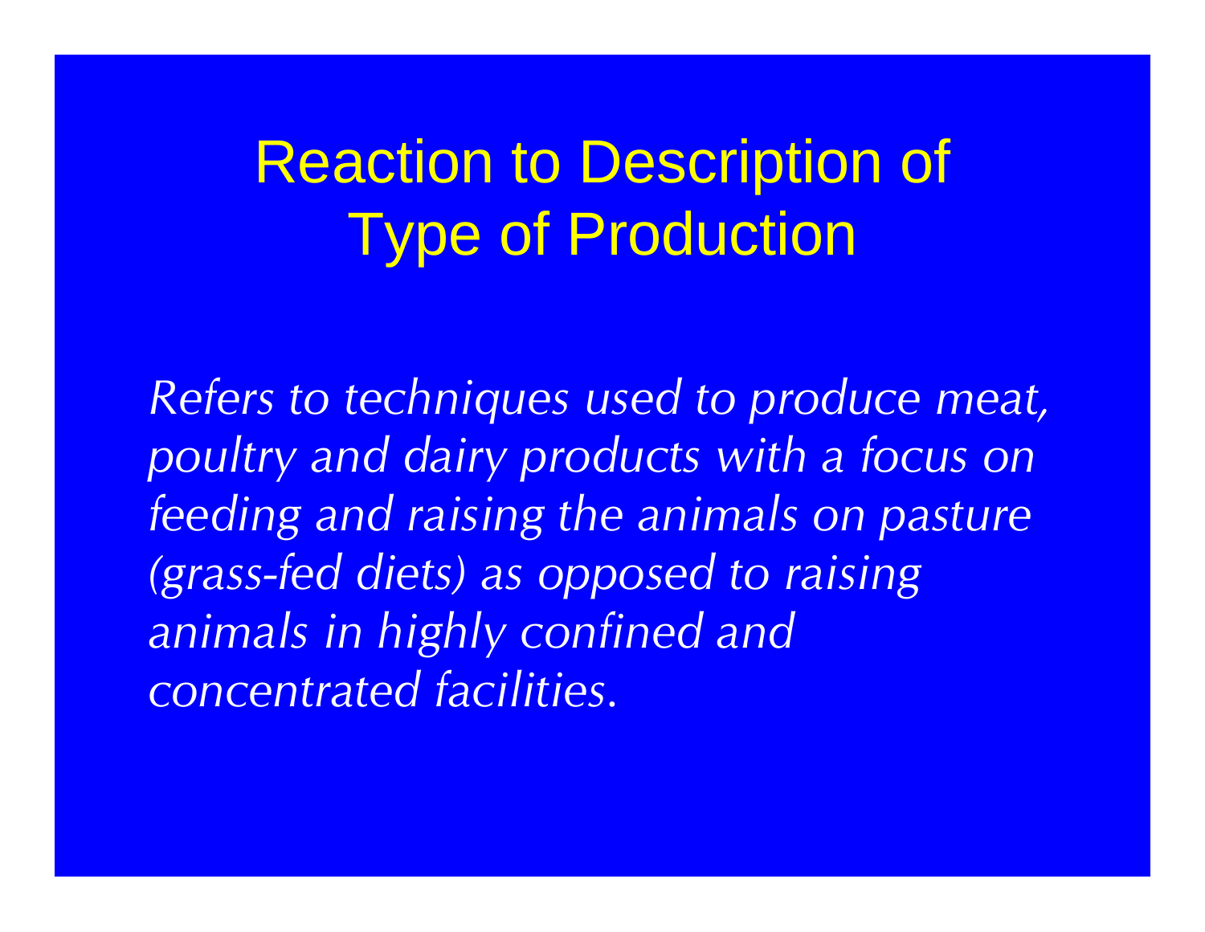# Reaction to Description of Type of Production

*Refers to techniques used to produce meat, poultry and dairy products with a focus on feeding and raising the animals on pasture (grass-fed diets) as opposed to raising animals in highly confined and concentrated facilities.*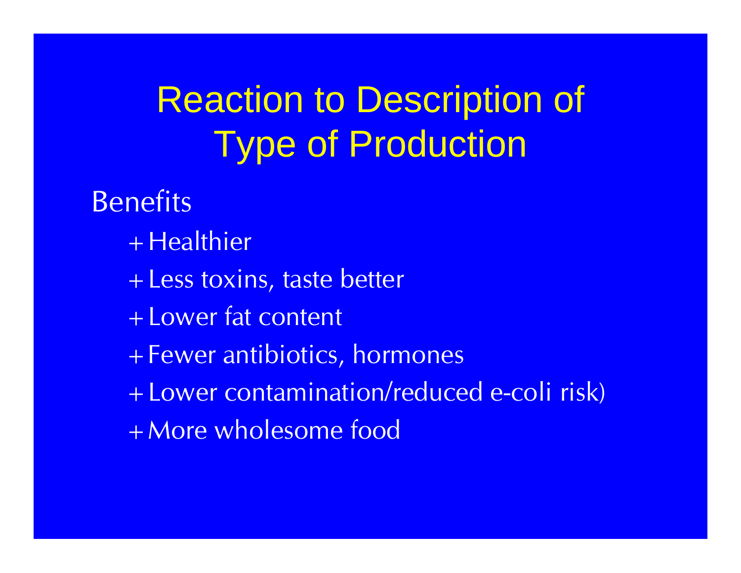# Reaction to Description of Type of Production

Benefits

- +Healthier
- +Less toxins, taste better
- +Lower fat content
- +Fewer antibiotics, hormones
- +Lower contamination/reduced e-coli risk)
- +More wholesome food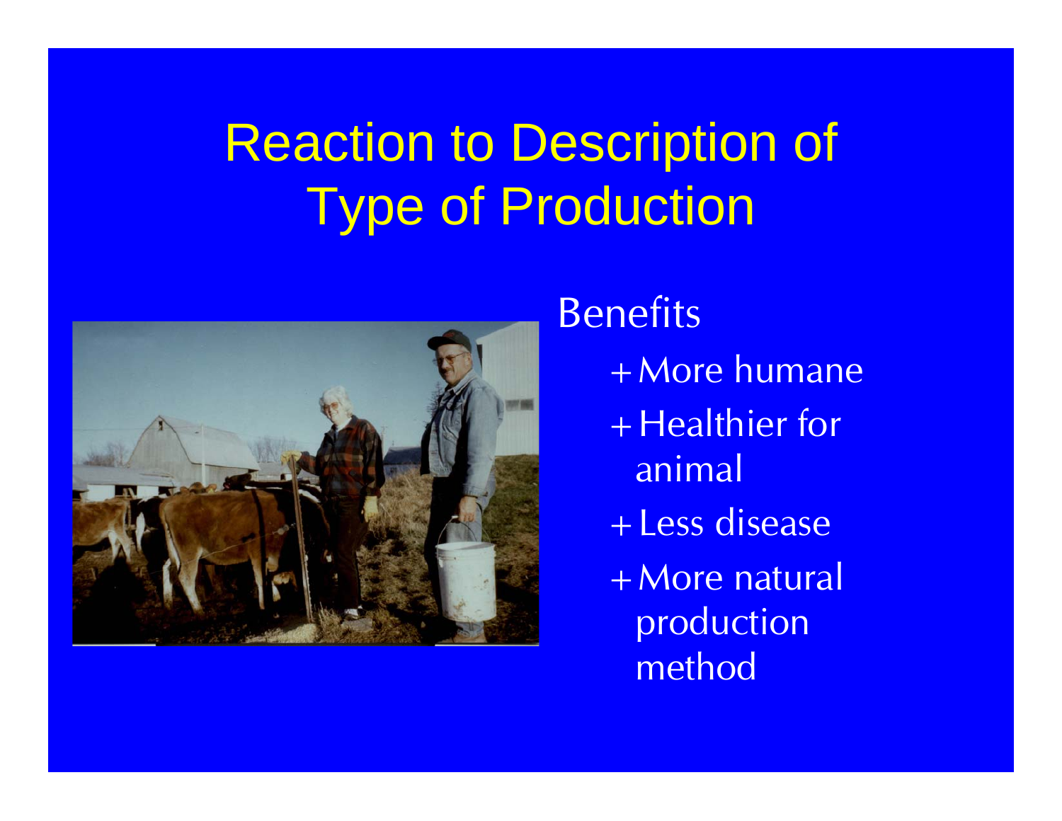# Reaction to Description of Type of Production

Benefits

- + More humane
- + Healthier for animal
- + Less disease
- + More natural production method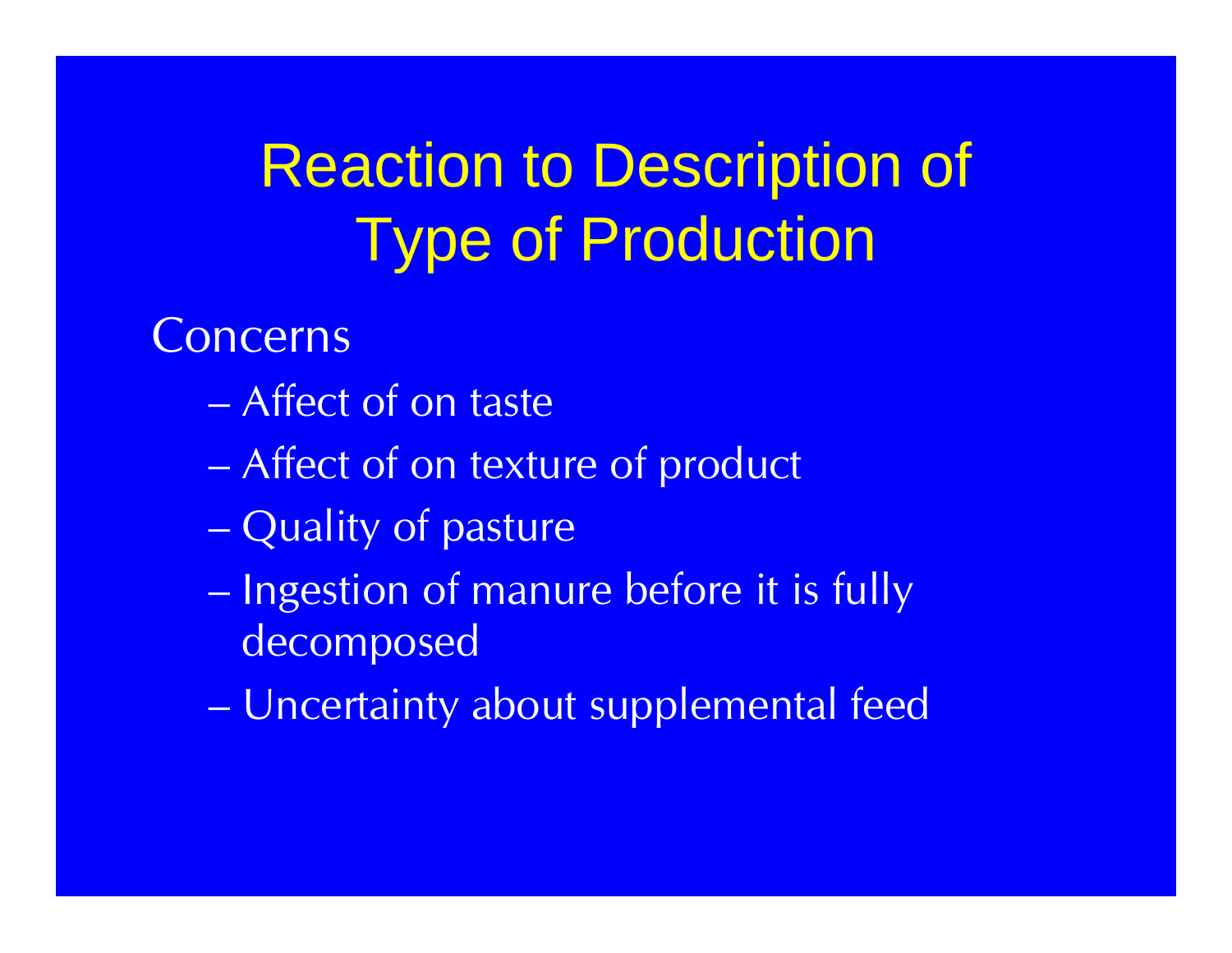# Reaction to Description of Type of Production

Concerns

- Affect of on taste
- Affect of on texture of product
- Quality of pasture
- Ingestion of manure before it is fully decomposed
- Uncertainty about supplemental feed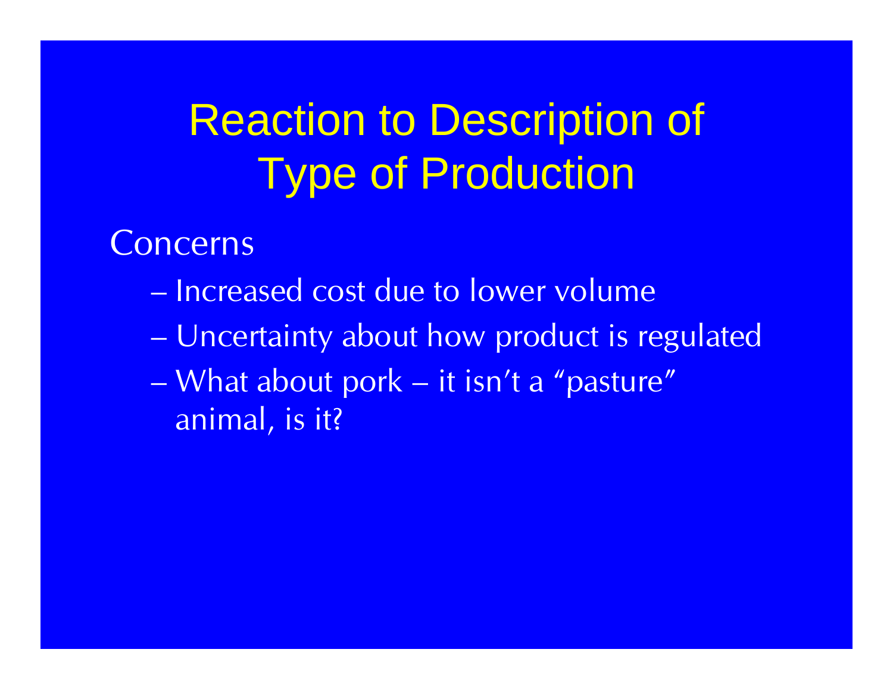# Reaction to Description of Type of Production

Concerns

- Increased cost due to lower volume
- Uncertainty about how product is regulated
- What about pork – it isn't a "pasture" animal, is it?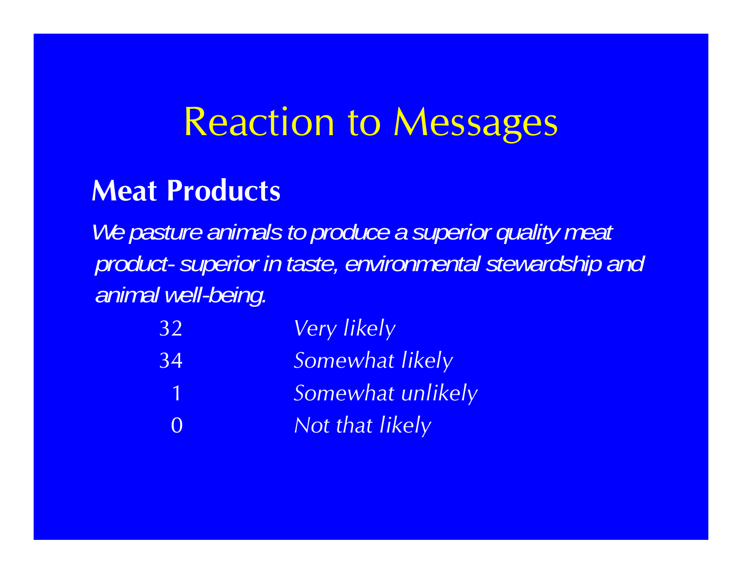# Reaction to Messages

## Meat Products

*We pasture animals to produce a superior quality meat product- superior in taste, environmental stewardship and animal well-being.*

| | |
|---|---|
| 32 | *Very likely* |
| 34 | *Somewhat likely* |
| 1 | *Somewhat unlikely* |
| 0 | *Not that likely* |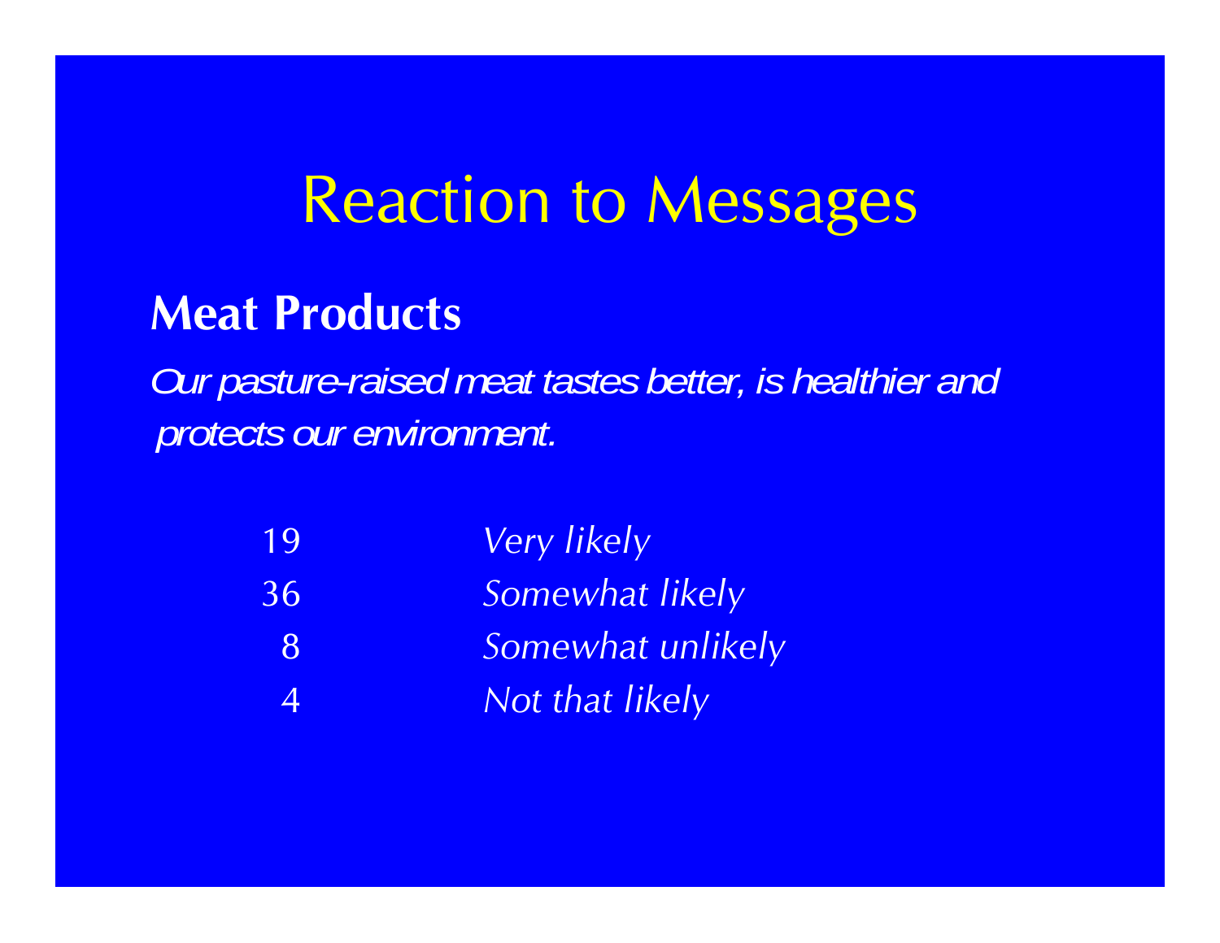# Reaction to Messages

## Meat Products

*Our pasture-raised meat tastes better, is healthier and protects our environment.*

| | |
|---|---|
| 19 | *Very likely* |
| 36 | *Somewhat likely* |
| 8 | *Somewhat unlikely* |
| 4 | *Not that likely* |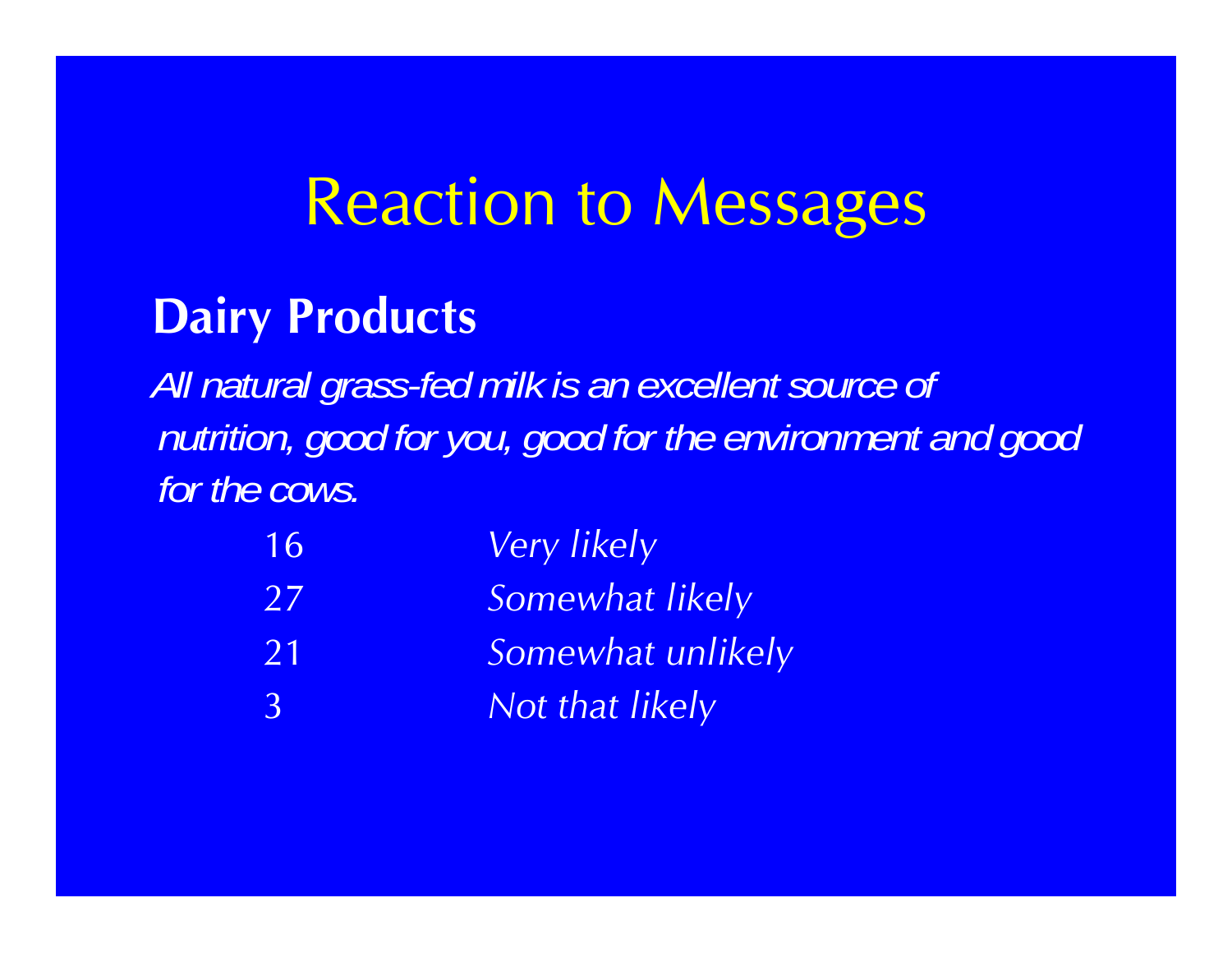# Reaction to Messages

## Dairy Products

*All natural grass-fed milk is an excellent source of nutrition, good for you, good for the environment and good for the cows.*

| | |
|---|---|
| 16 | *Very likely* |
| 27 | *Somewhat likely* |
| 21 | *Somewhat unlikely* |
| 3 | *Not that likely* |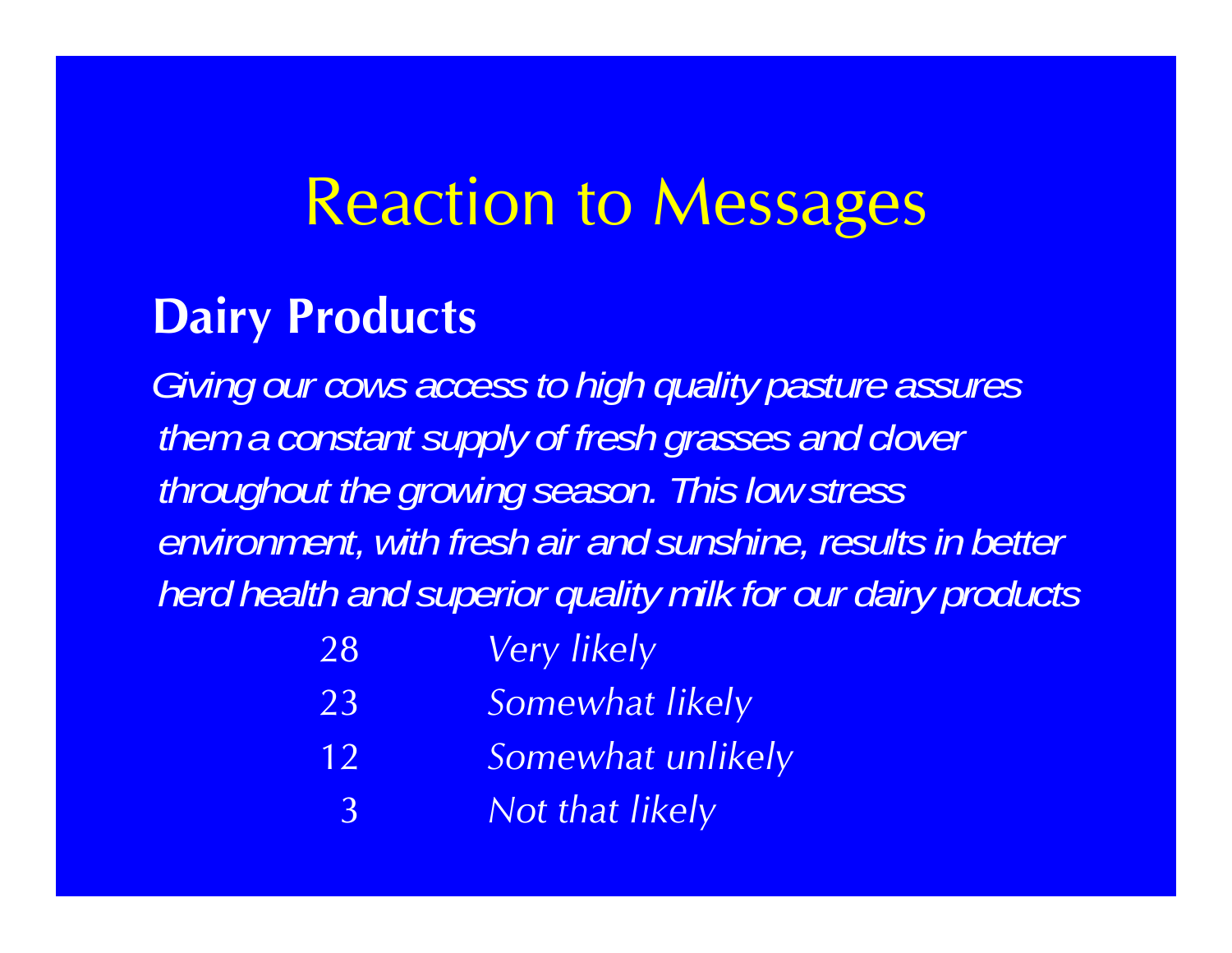# Reaction to Messages

## Dairy Products

*Giving our cows access to high quality pasture assures them a constant supply of fresh grasses and clover throughout the growing season. This low stress environment, with fresh air and sunshine, results in better herd health and superior quality milk for our dairy products*

| | |
|---|---|
| 28 | *Very likely* |
| 23 | *Somewhat likely* |
| 12 | *Somewhat unlikely* |
| 3 | *Not that likely* |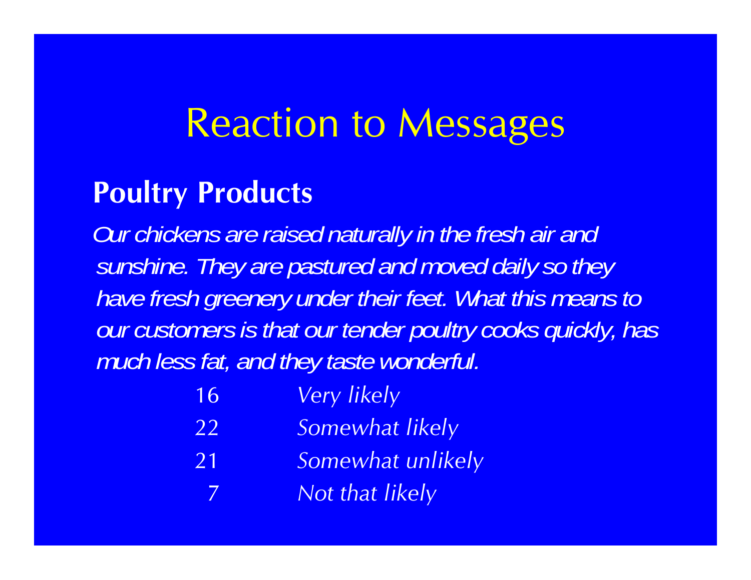# Reaction to Messages

## Poultry Products

*Our chickens are raised naturally in the fresh air and sunshine. They are pastured and moved daily so they have fresh greenery under their feet. What this means to our customers is that our tender poultry cooks quickly, has much less fat, and they taste wonderful.*

| | |
|---|---|
| 16 | *Very likely* |
| 22 | *Somewhat likely* |
| 21 | *Somewhat unlikely* |
| 7 | *Not that likely* |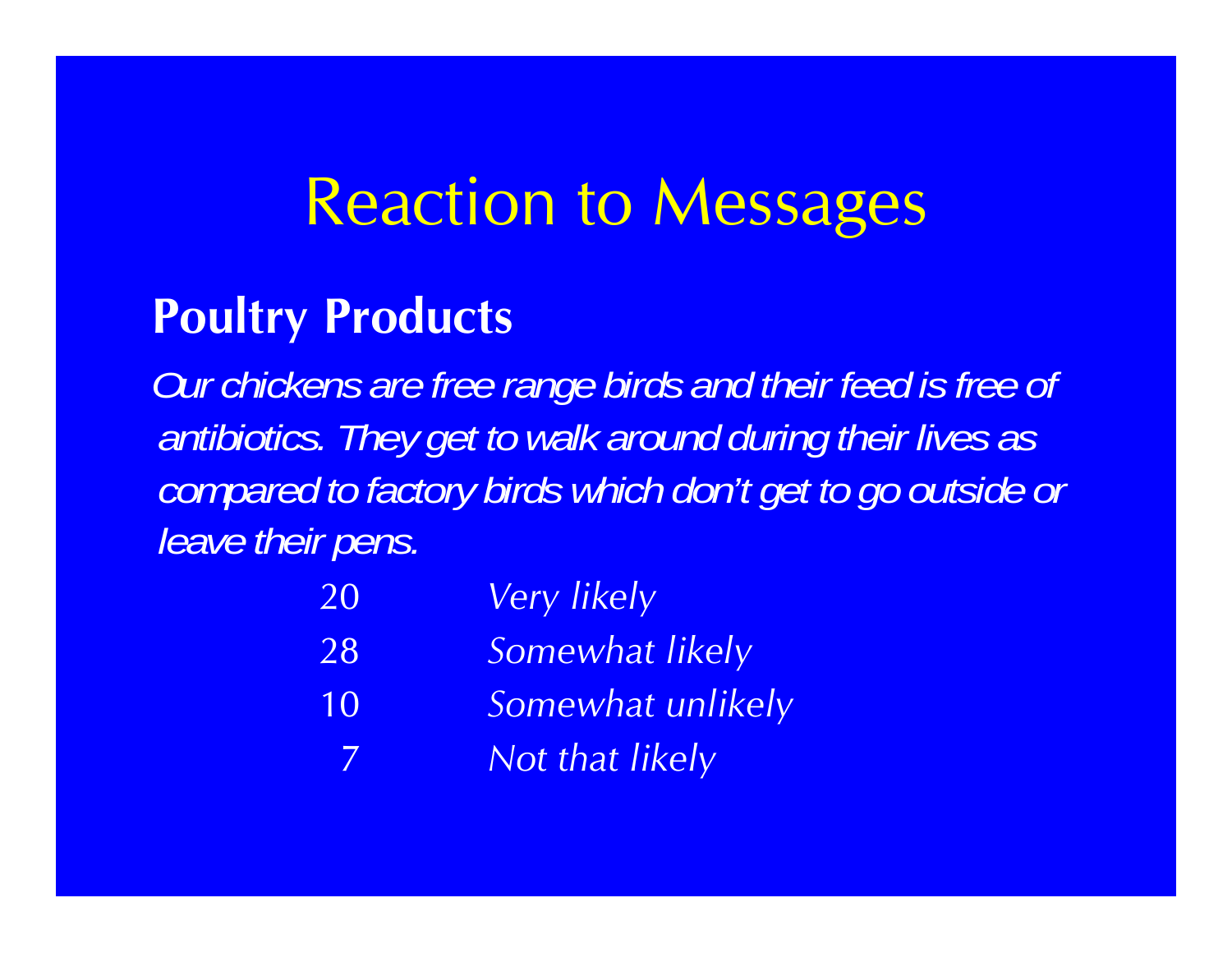# Reaction to Messages

## Poultry Products

*Our chickens are free range birds and their feed is free of antibiotics. They get to walk around during their lives as compared to factory birds which don't get to go outside or leave their pens.*

| | |
|---|---|
| 20 | *Very likely* |
| 28 | *Somewhat likely* |
| 10 | *Somewhat unlikely* |
| 7 | *Not that likely* |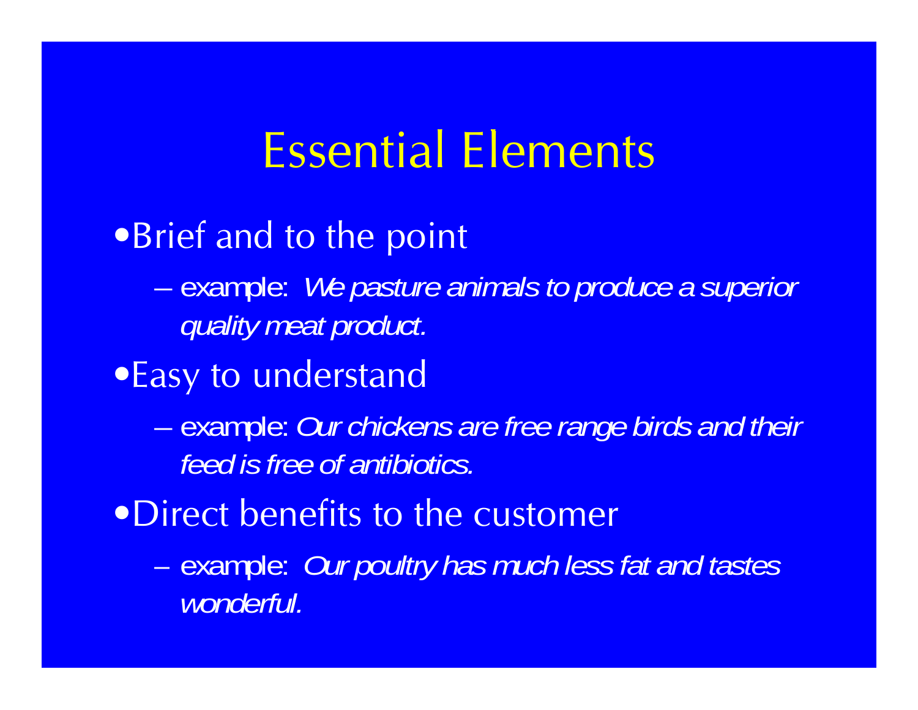# Essential Elements

- Brief and to the point
  - example: *We pasture animals to produce a superior quality meat product.*
- Easy to understand
  - example: *Our chickens are free range birds and their feed is free of antibiotics.*
- Direct benefits to the customer
  - example: *Our poultry has much less fat and tastes wonderful.*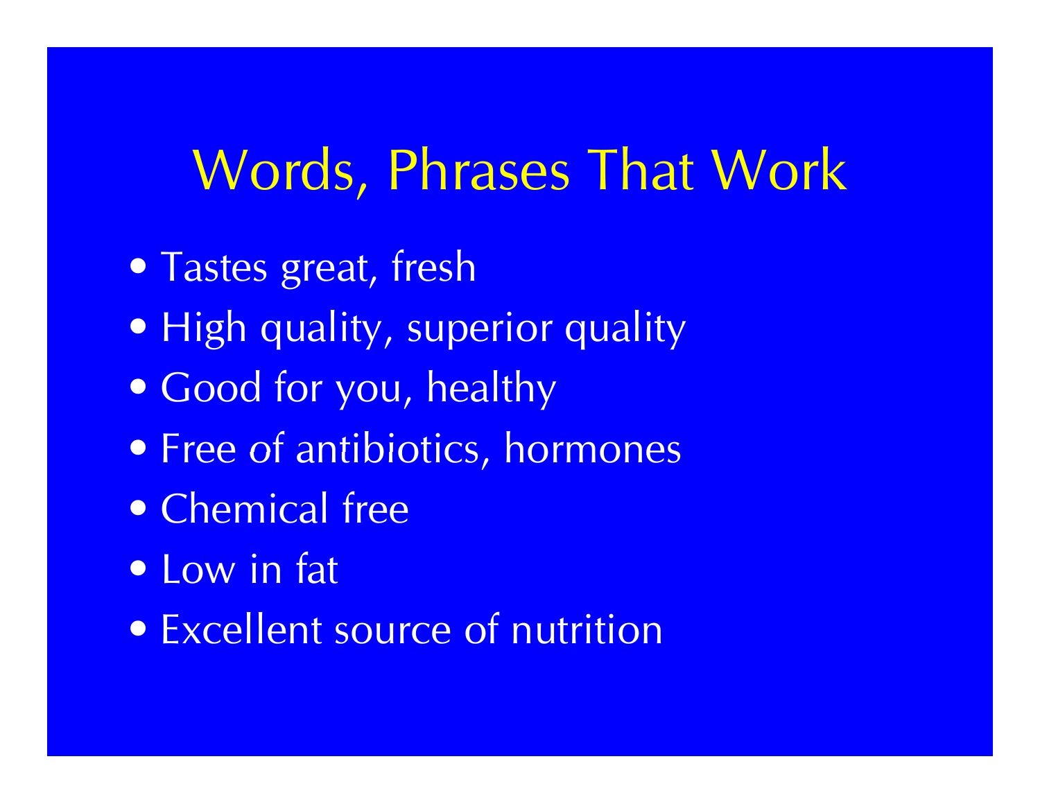# Words, Phrases That Work

- Tastes great, fresh
- High quality, superior quality
- Good for you, healthy
- Free of antibiotics, hormones
- Chemical free
- Low in fat
- Excellent source of nutrition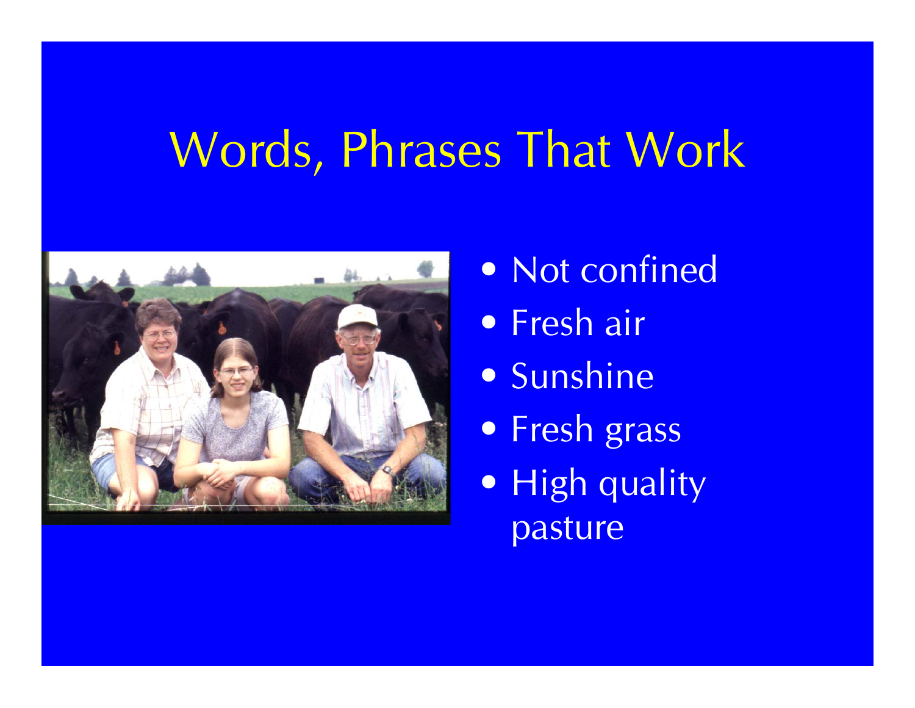# Words, Phrases That Work

- Not confined
- Fresh air
- Sunshine
- Fresh grass
- High quality pasture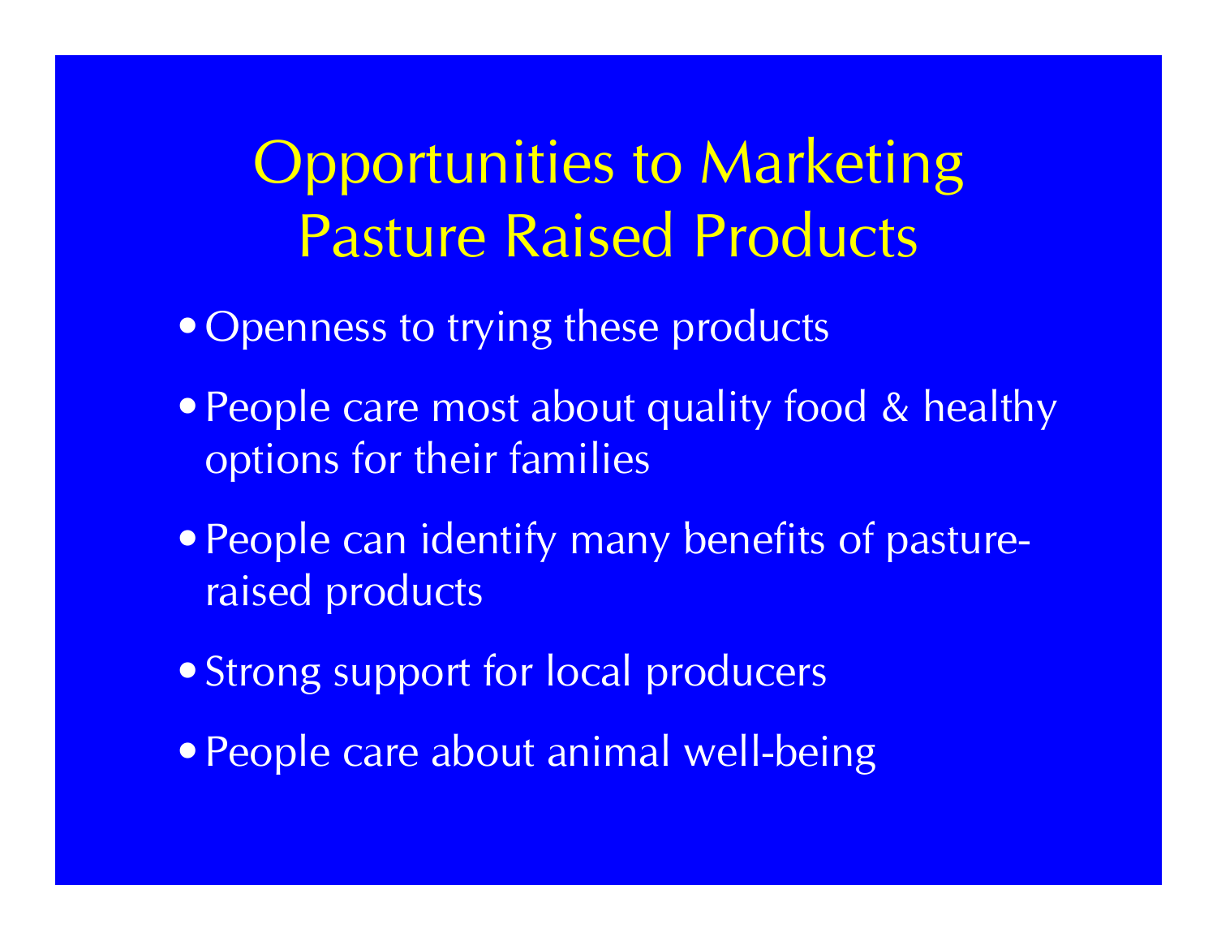# Opportunities to Marketing Pasture Raised Products

- Openness to trying these products
- People care most about quality food & healthy options for their families
- People can identify many benefits of pasture-raised products
- Strong support for local producers
- People care about animal well-being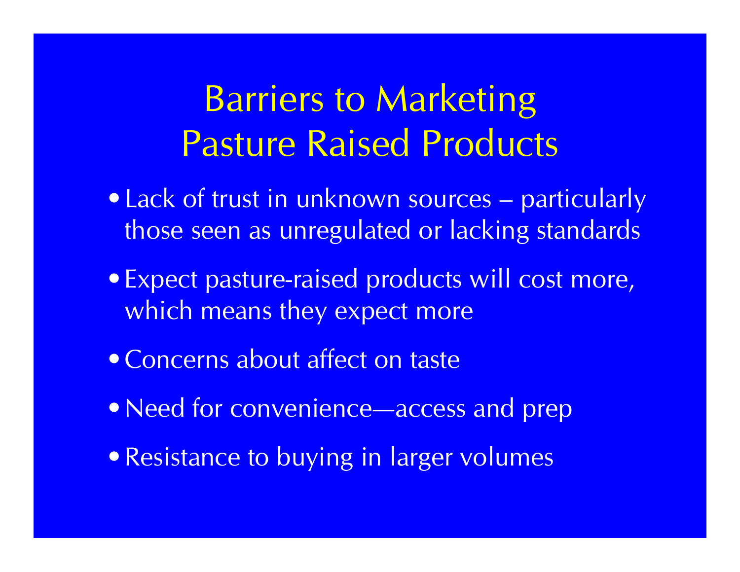# Barriers to Marketing Pasture Raised Products

- Lack of trust in unknown sources – particularly those seen as unregulated or lacking standards
- Expect pasture-raised products will cost more, which means they expect more
- Concerns about affect on taste
- Need for convenience—access and prep
- Resistance to buying in larger volumes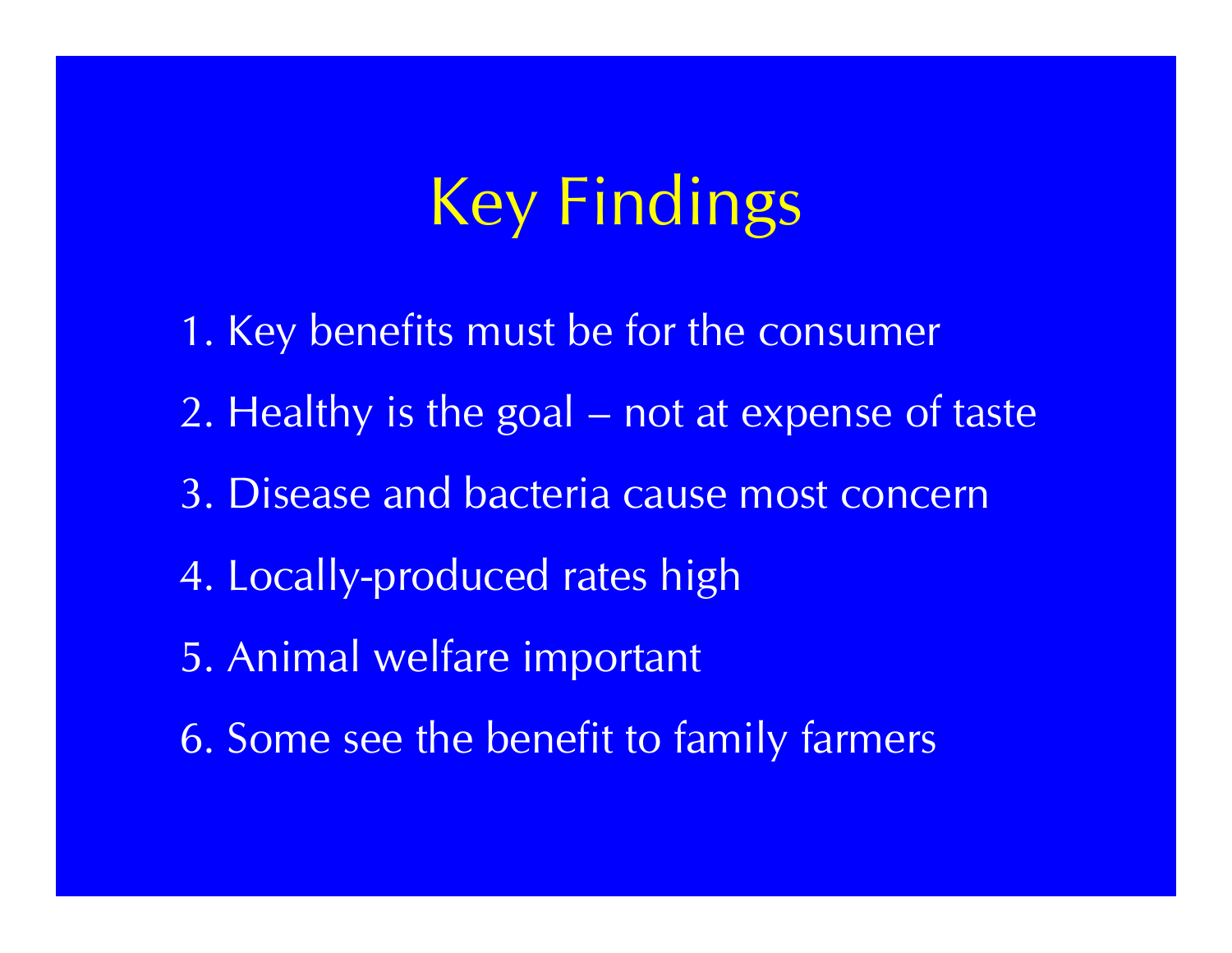# Key Findings

1. Key benefits must be for the consumer
2. Healthy is the goal – not at expense of taste
3. Disease and bacteria cause most concern
4. Locally-produced rates high
5. Animal welfare important
6. Some see the benefit to family farmers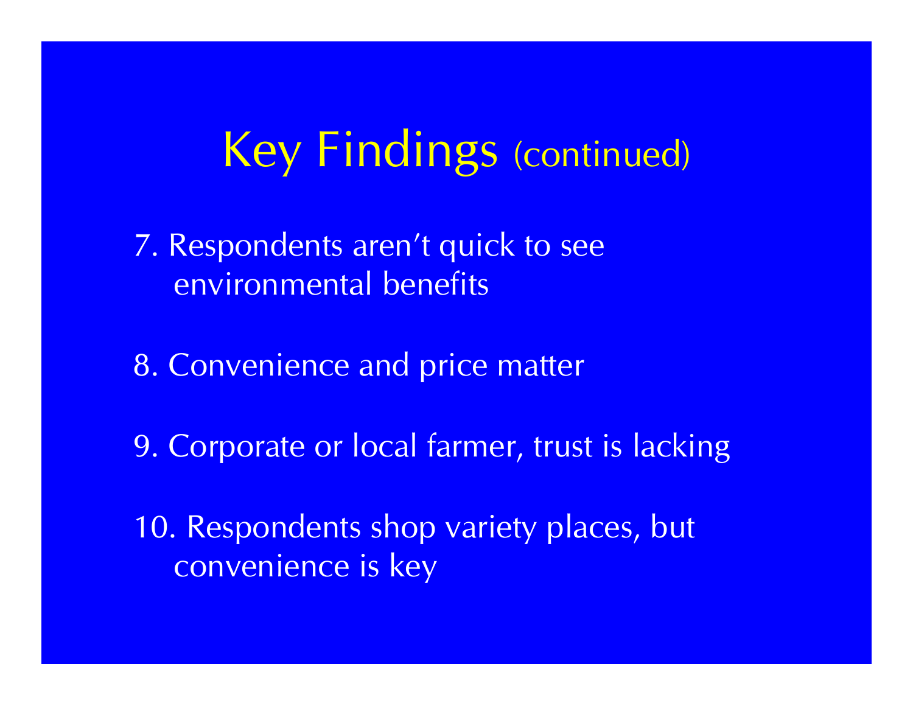# Key Findings (continued)

7. Respondents aren't quick to see environmental benefits

8. Convenience and price matter

9. Corporate or local farmer, trust is lacking

10. Respondents shop variety places, but convenience is key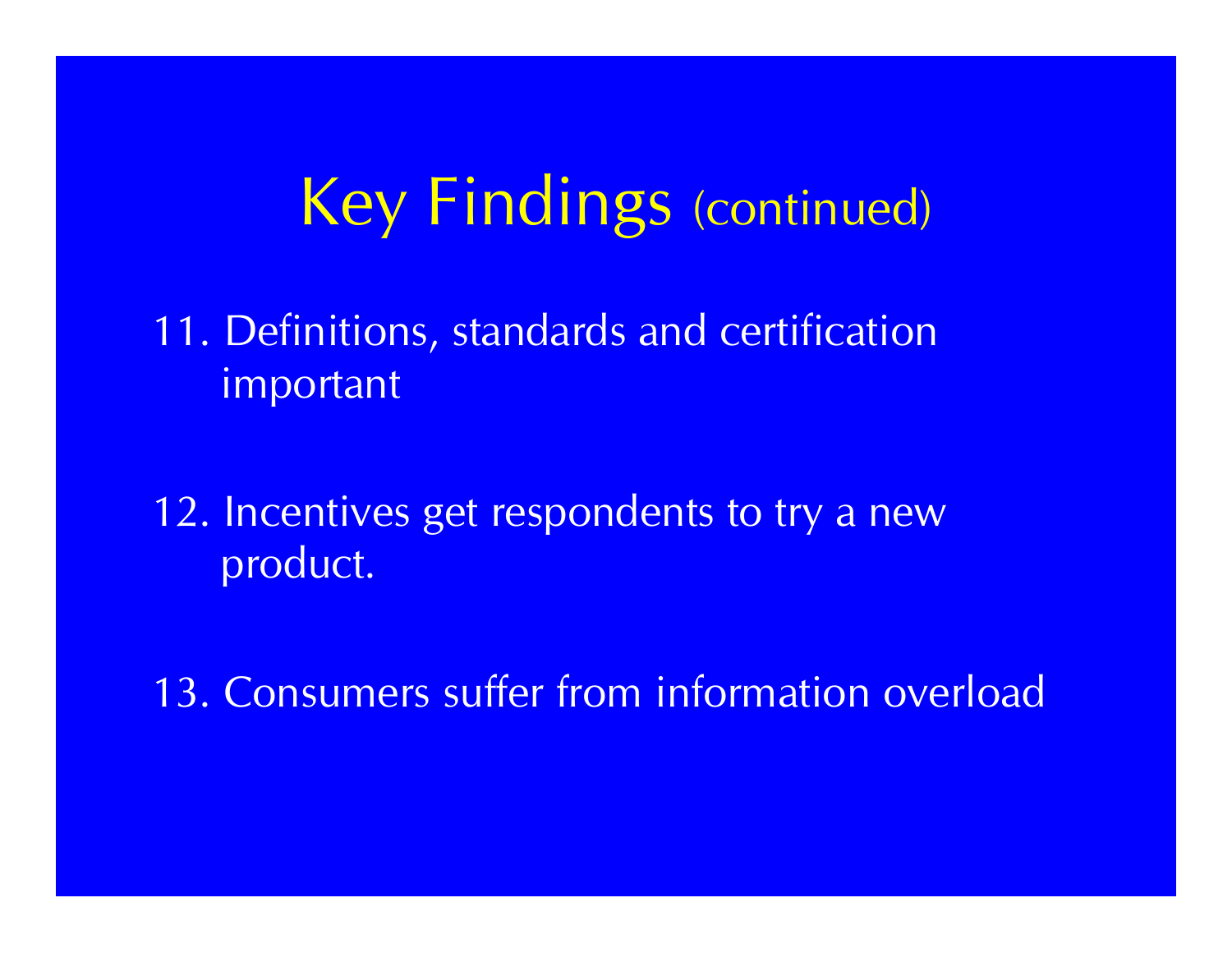# Key Findings (continued)

11. Definitions, standards and certification important

12. Incentives get respondents to try a new product.

13. Consumers suffer from information overload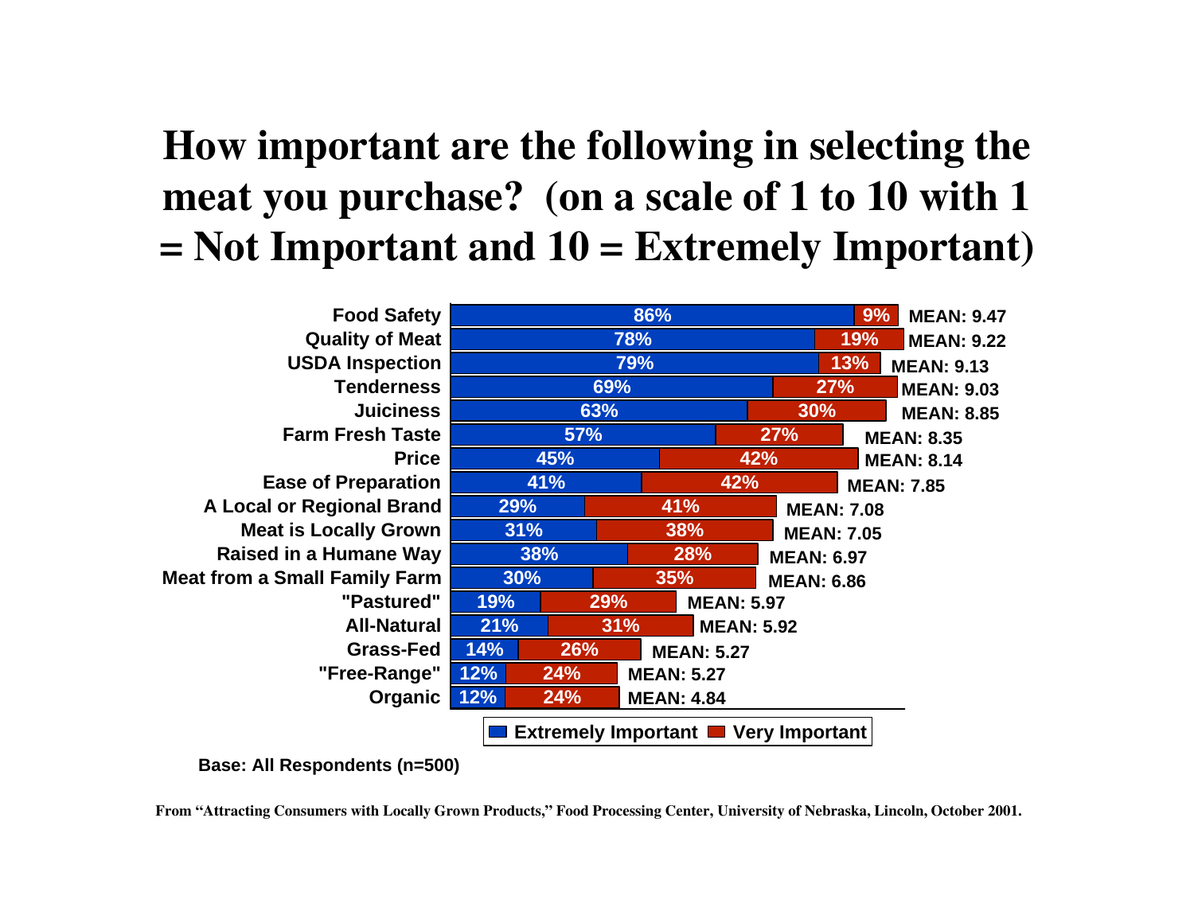# How important are the following in selecting the meat you purchase? (on a scale of 1 to 10 with 1 = Not Important and 10 = Extremely Important)

| Attribute | Extremely Important | Very Important | Mean |
|---|---|---|---|
| Food Safety | 86% | 9% | 9.47 |
| Quality of Meat | 78% | 19% | 9.22 |
| USDA Inspection | 79% | 13% | 9.13 |
| Tenderness | 69% | 27% | 9.03 |
| Juiciness | 63% | 30% | 8.85 |
| Farm Fresh Taste | 57% | 27% | 8.35 |
| Price | 45% | 42% | 8.14 |
| Ease of Preparation | 41% | 42% | 7.85 |
| A Local or Regional Brand | 29% | 41% | 7.08 |
| Meat is Locally Grown | 31% | 38% | 7.05 |
| Raised in a Humane Way | 38% | 28% | 6.97 |
| Meat from a Small Family Farm | 30% | 35% | 6.86 |
| "Pastured" | 19% | 29% | 5.97 |
| All-Natural | 21% | 31% | 5.92 |
| Grass-Fed | 14% | 26% | 5.27 |
| "Free-Range" | 12% | 24% | 5.27 |
| Organic | 12% | 24% | 4.84 |

Base: All Respondents (n=500)

From "Attracting Consumers with Locally Grown Products," Food Processing Center, University of Nebraska, Lincoln, October 2001.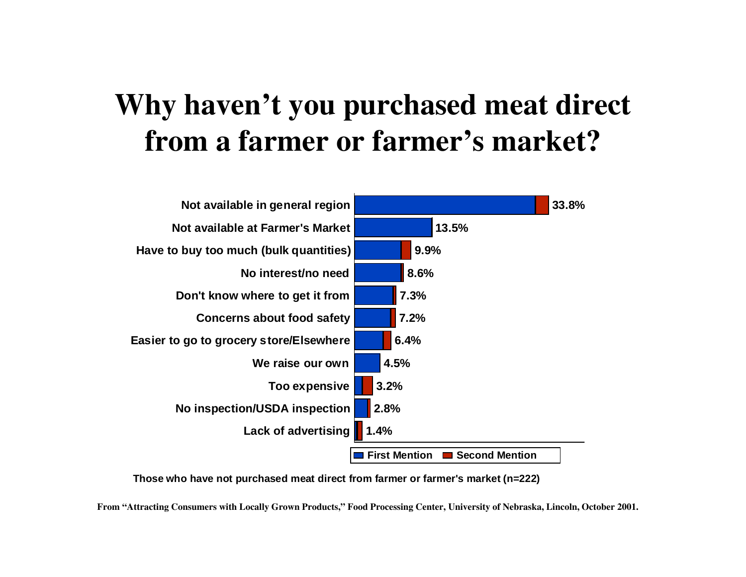# Why haven't you purchased meat direct from a farmer or farmer's market?

| Reason | Percent |
|---|---|
| Not available in general region | 33.8% |
| Not available at Farmer's Market | 13.5% |
| Have to buy too much (bulk quantities) | 9.9% |
| No interest/no need | 8.6% |
| Don't know where to get it from | 7.3% |
| Concerns about food safety | 7.2% |
| Easier to go to grocery store/Elsewhere | 6.4% |
| We raise our own | 4.5% |
| Too expensive | 3.2% |
| No inspection/USDA inspection | 2.8% |
| Lack of advertising | 1.4% |

First Mention / Second Mention

**Those who have not purchased meat direct from farmer or farmer's market (n=222)**

**From "Attracting Consumers with Locally Grown Products," Food Processing Center, University of Nebraska, Lincoln, October 2001.**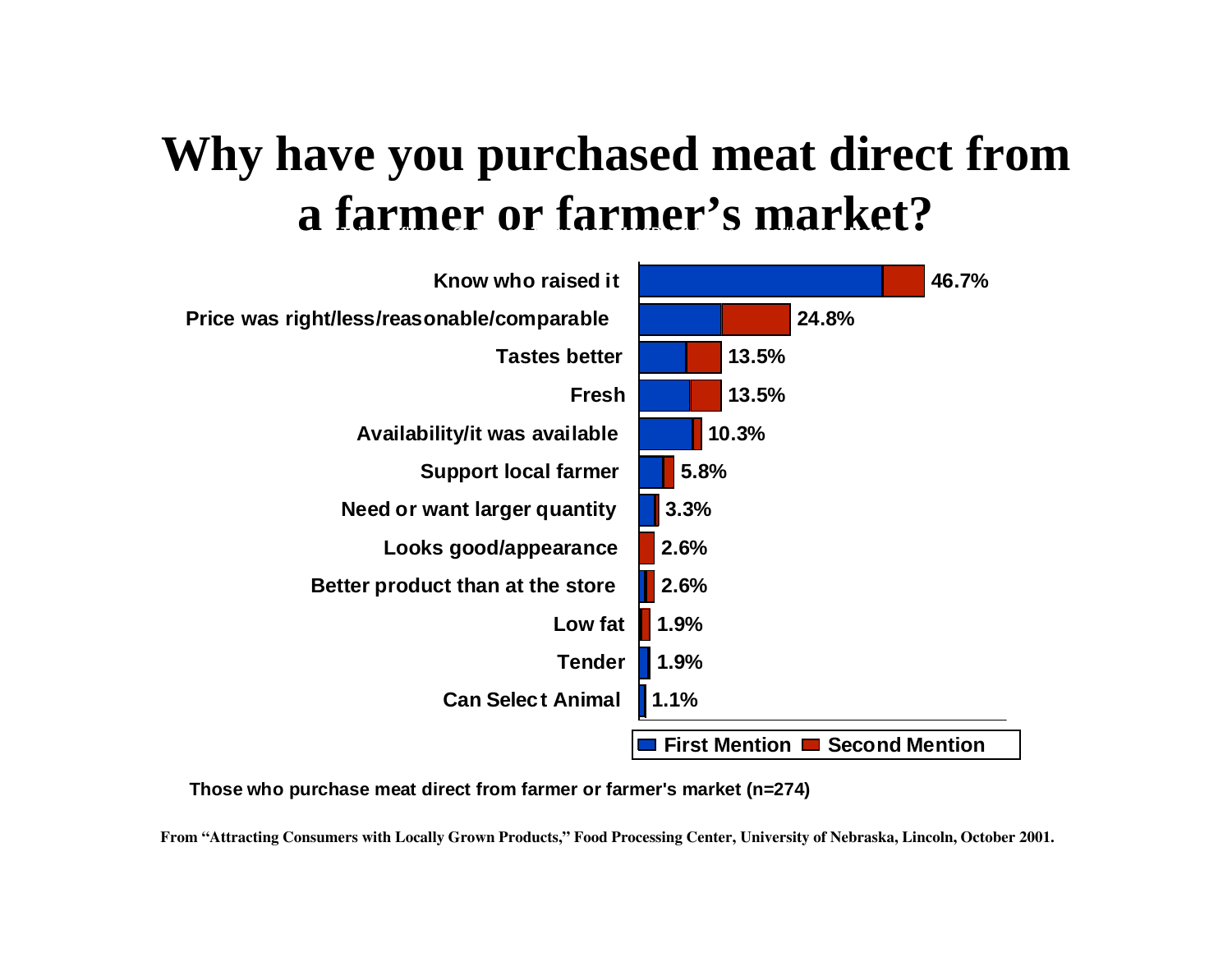# Why have you purchased meat direct from a farmer or farmer's market?

| Reason | Total |
|---|---|
| Know who raised it | 46.7% |
| Price was right/less/reasonable/comparable | 24.8% |
| Tastes better | 13.5% |
| Fresh | 13.5% |
| Availability/it was available | 10.3% |
| Support local farmer | 5.8% |
| Need or want larger quantity | 3.3% |
| Looks good/appearance | 2.6% |
| Better product than at the store | 2.6% |
| Low fat | 1.9% |
| Tender | 1.9% |
| Can Select Animal | 1.1% |

First Mention / Second Mention

**Those who purchase meat direct from farmer or farmer's market (n=274)**

**From "Attracting Consumers with Locally Grown Products," Food Processing Center, University of Nebraska, Lincoln, October 2001.**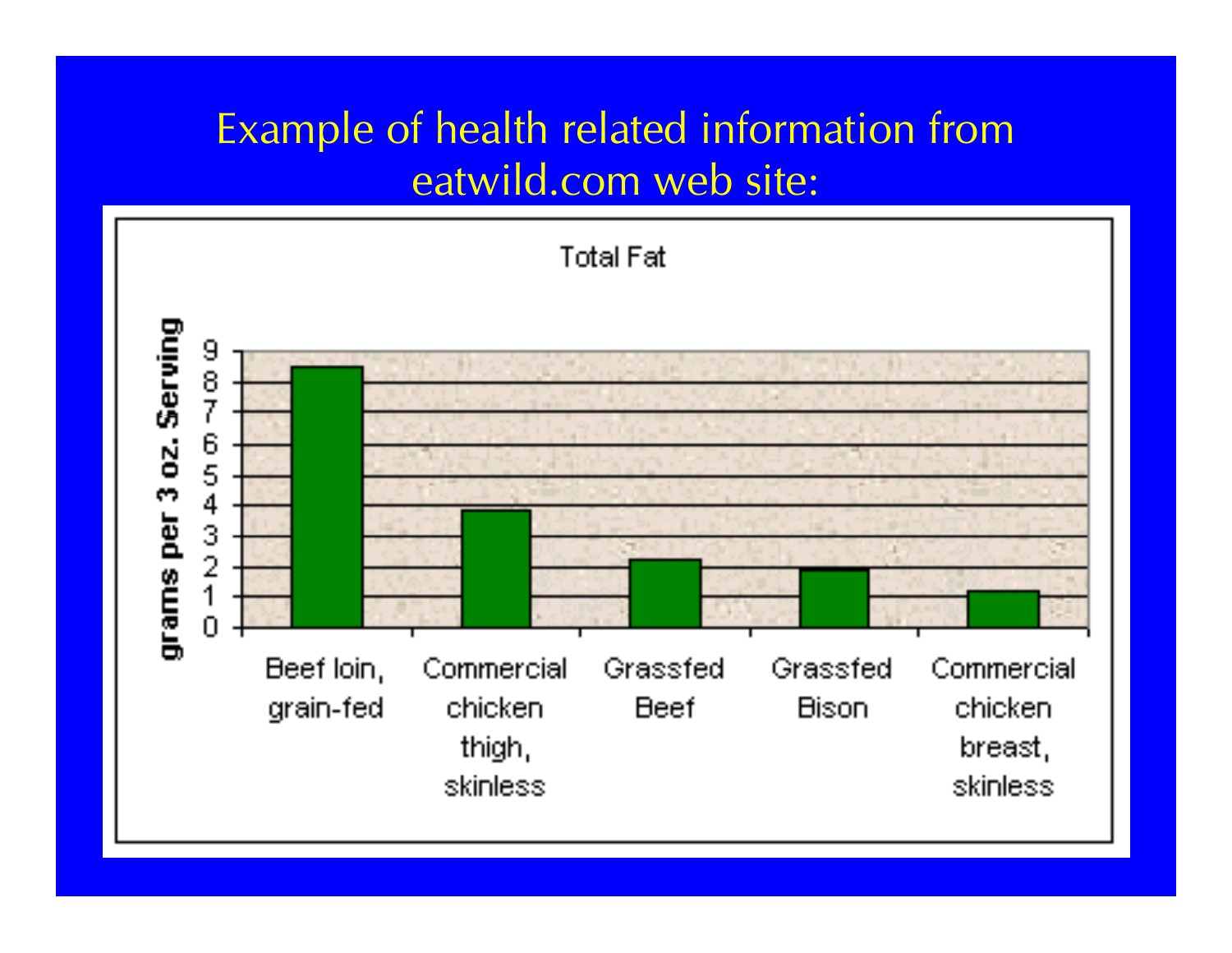# Example of health related information from eatwild.com web site:

Total Fat

| | grams per 3 oz. Serving |
| --- | --- |
| Beef loin, grain-fed | 8.5 |
| Commercial chicken thigh, skinless | 3.8 |
| Grassfed Beef | 2.2 |
| Grassfed Bison | 1.9 |
| Commercial chicken breast, skinless | 1.2 |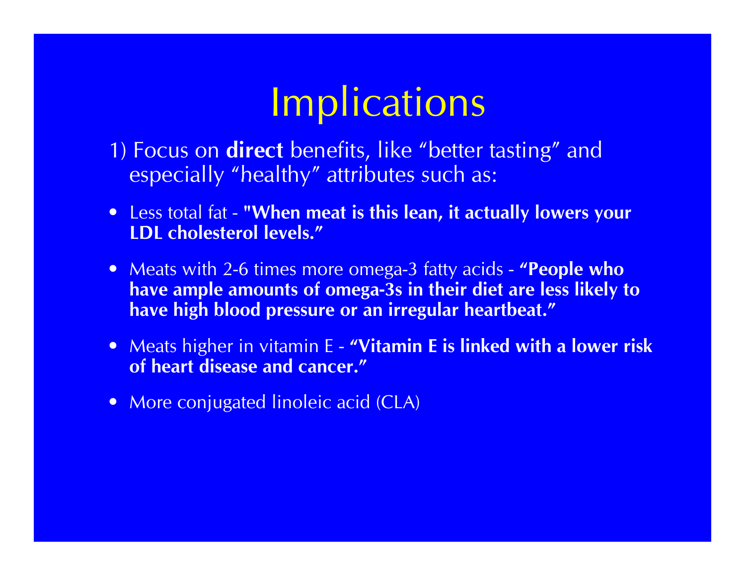# Implications

1) Focus on **direct** benefits, like “better tasting” and especially “healthy” attributes such as:

- Less total fat - **"When meat is this lean, it actually lowers your LDL cholesterol levels.”**
- Meats with 2-6 times more omega-3 fatty acids - **“People who have ample amounts of omega-3s in their diet are less likely to have high blood pressure or an irregular heartbeat.”**
- Meats higher in vitamin E - **“Vitamin E is linked with a lower risk of heart disease and cancer.”**
- More conjugated linoleic acid (CLA)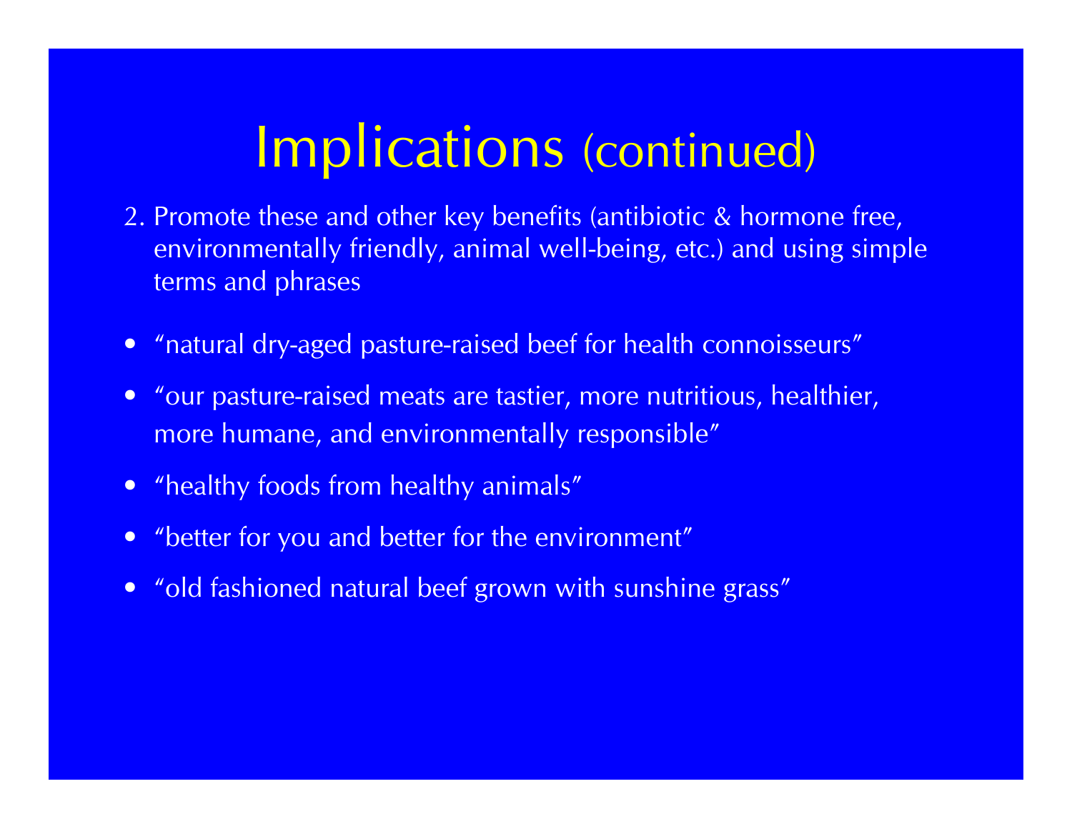# Implications (continued)

2. Promote these and other key benefits (antibiotic & hormone free, environmentally friendly, animal well-being, etc.) and using simple terms and phrases

- "natural dry-aged pasture-raised beef for health connoisseurs"
- "our pasture-raised meats are tastier, more nutritious, healthier, more humane, and environmentally responsible"
- "healthy foods from healthy animals"
- "better for you and better for the environment"
- "old fashioned natural beef grown with sunshine grass"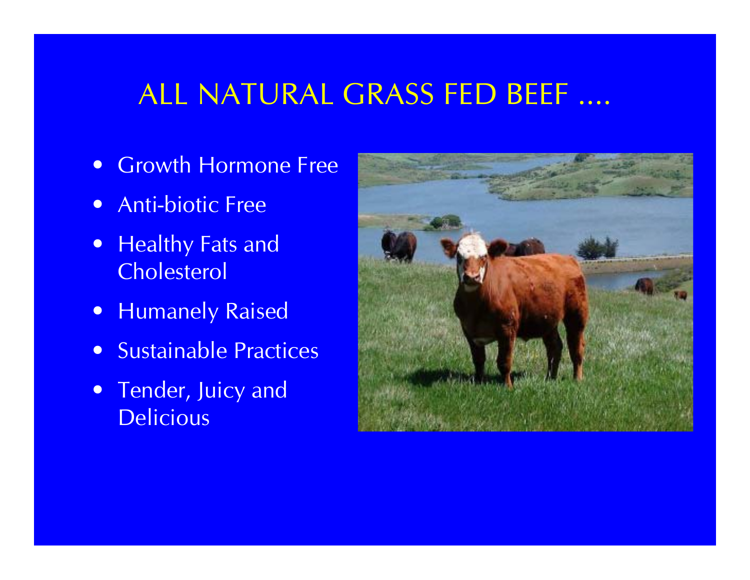# ALL NATURAL GRASS FED BEEF ....

- Growth Hormone Free
- Anti-biotic Free
- Healthy Fats and Cholesterol
- Humanely Raised
- Sustainable Practices
- Tender, Juicy and Delicious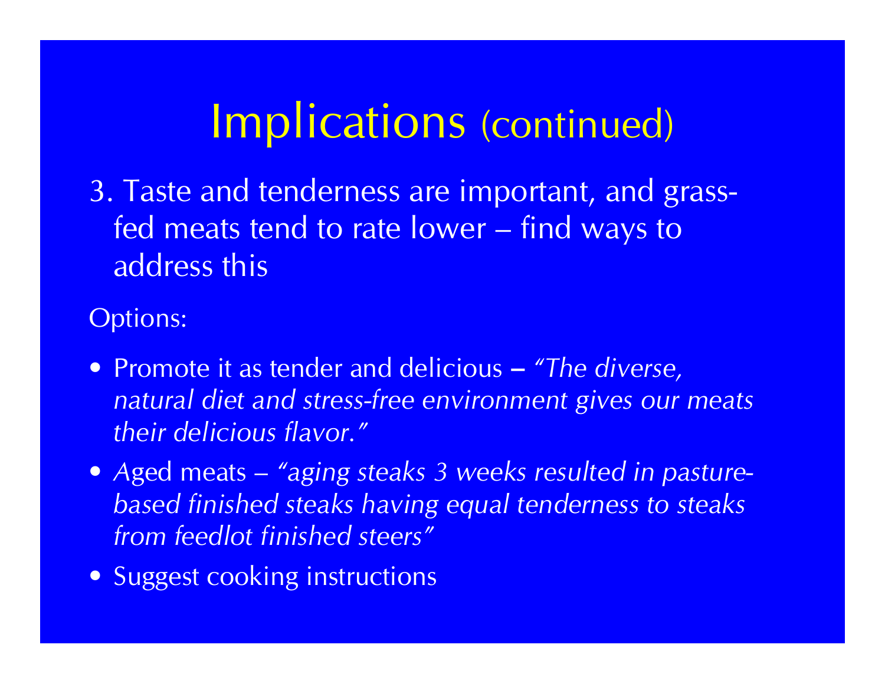# Implications (continued)

3. Taste and tenderness are important, and grass-fed meats tend to rate lower – find ways to address this

Options:

- Promote it as tender and delicious – *"The diverse, natural diet and stress-free environment gives our meats their delicious flavor."*
- Aged meats – *"aging steaks 3 weeks resulted in pasture-based finished steaks having equal tenderness to steaks from feedlot finished steers"*
- Suggest cooking instructions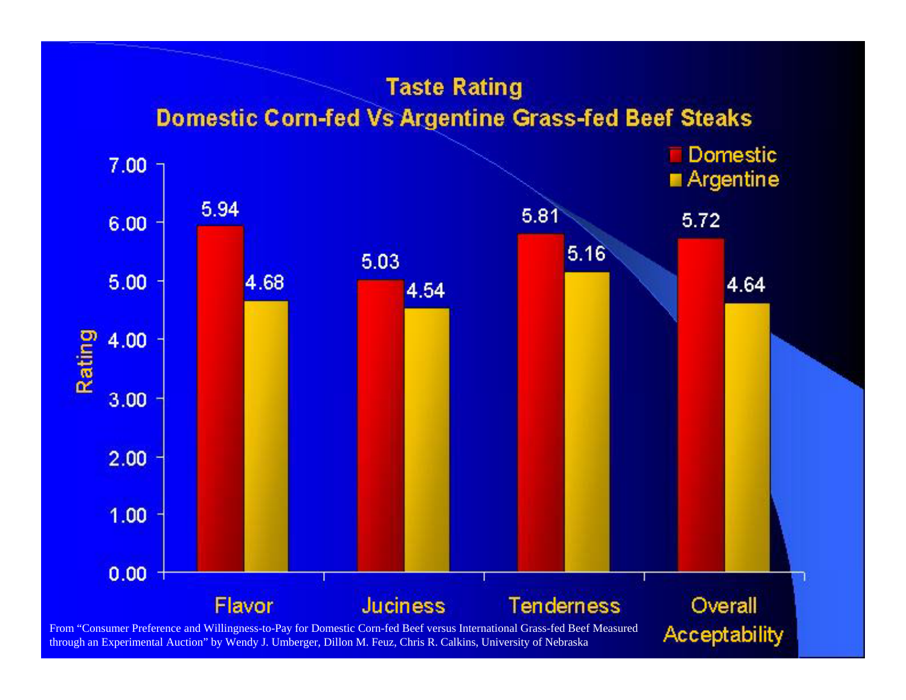# Taste Rating

## Domestic Corn-fed Vs Argentine Grass-fed Beef Steaks

| | Flavor | Juciness | Tenderness | Overall Acceptability |
|---|---|---|---|---|
| Domestic | 5.94 | 5.03 | 5.81 | 5.72 |
| Argentine | 4.68 | 4.54 | 5.16 | 4.64 |

From "Consumer Preference and Willingness-to-Pay for Domestic Corn-fed Beef versus International Grass-fed Beef Measured through an Experimental Auction" by Wendy J. Umberger, Dillon M. Feuz, Chris R. Calkins, University of Nebraska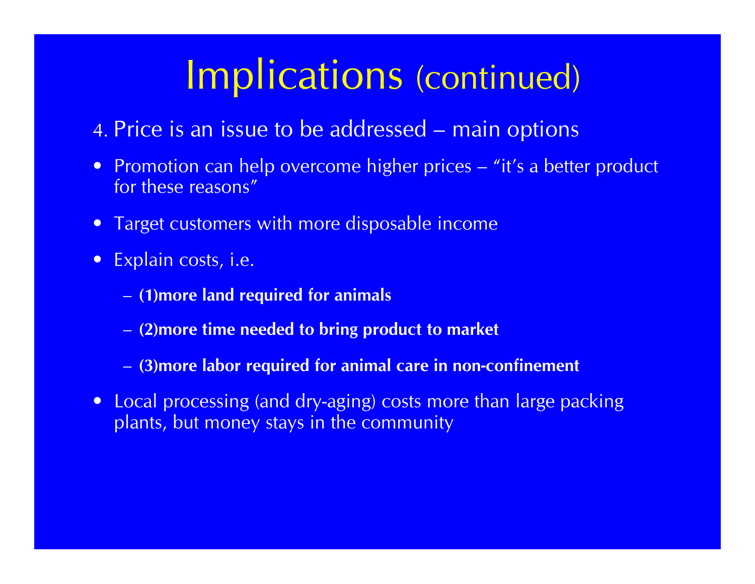# Implications (continued)

4. Price is an issue to be addressed – main options

- Promotion can help overcome higher prices – "it's a better product for these reasons"
- Target customers with more disposable income
- Explain costs, i.e.
  - **(1)more land required for animals**
  - **(2)more time needed to bring product to market**
  - **(3)more labor required for animal care in non-confinement**
- Local processing (and dry-aging) costs more than large packing plants, but money stays in the community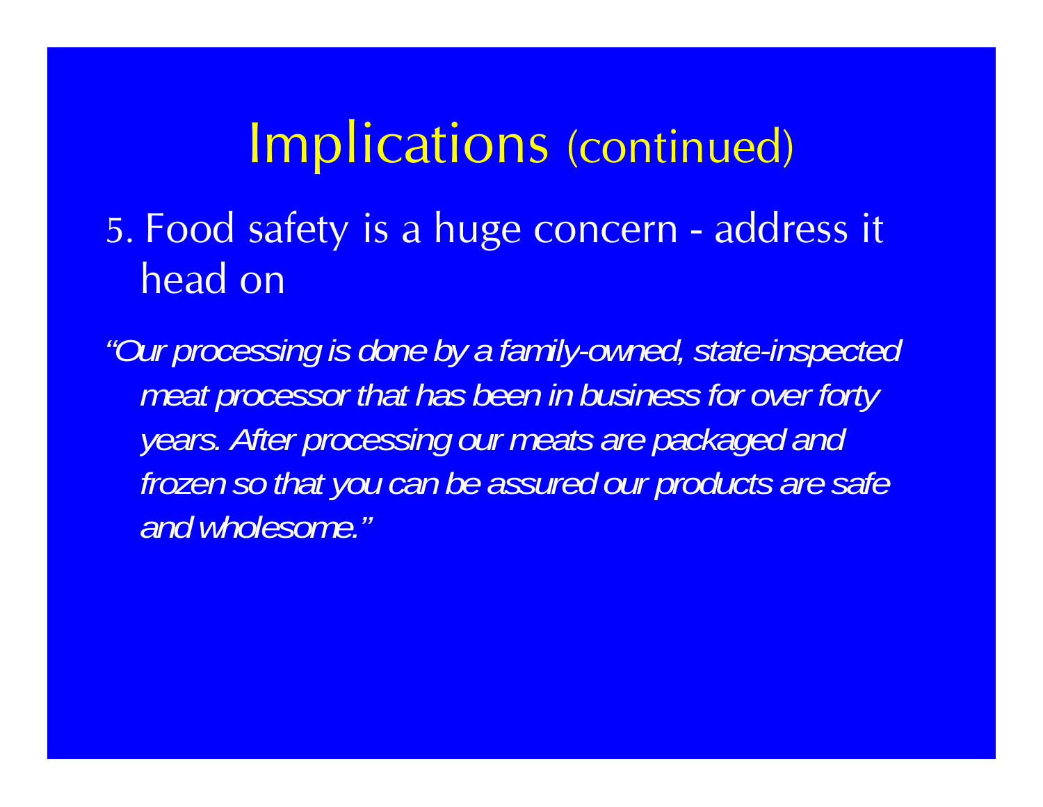# Implications (continued)

5. Food safety is a huge concern - address it head on

*"Our processing is done by a family-owned, state-inspected meat processor that has been in business for over forty years. After processing our meats are packaged and frozen so that you can be assured our products are safe and wholesome."*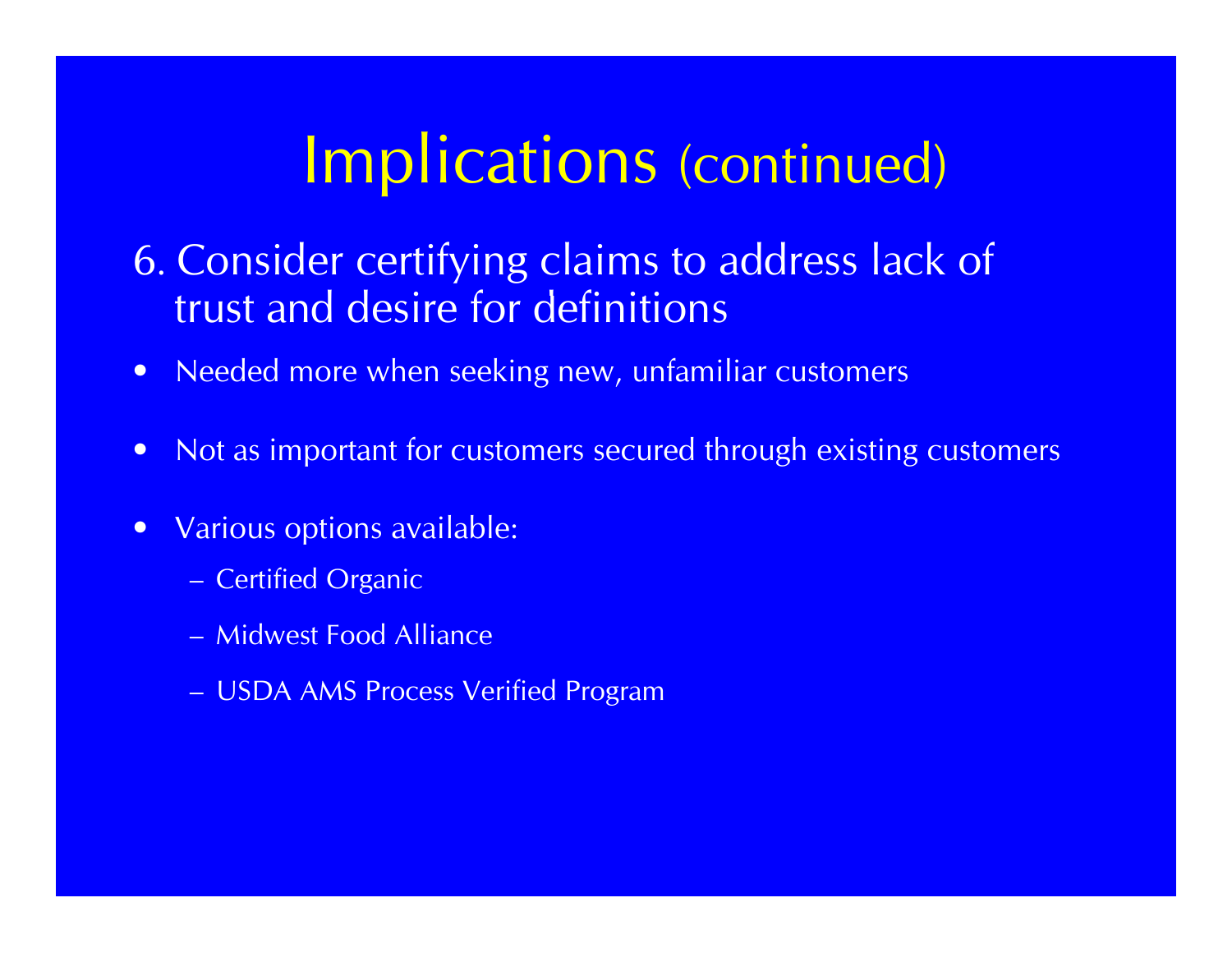# Implications (continued)

6. Consider certifying claims to address lack of trust and desire for definitions

- Needed more when seeking new, unfamiliar customers
- Not as important for customers secured through existing customers
- Various options available:
  - Certified Organic
  - Midwest Food Alliance
  - USDA AMS Process Verified Program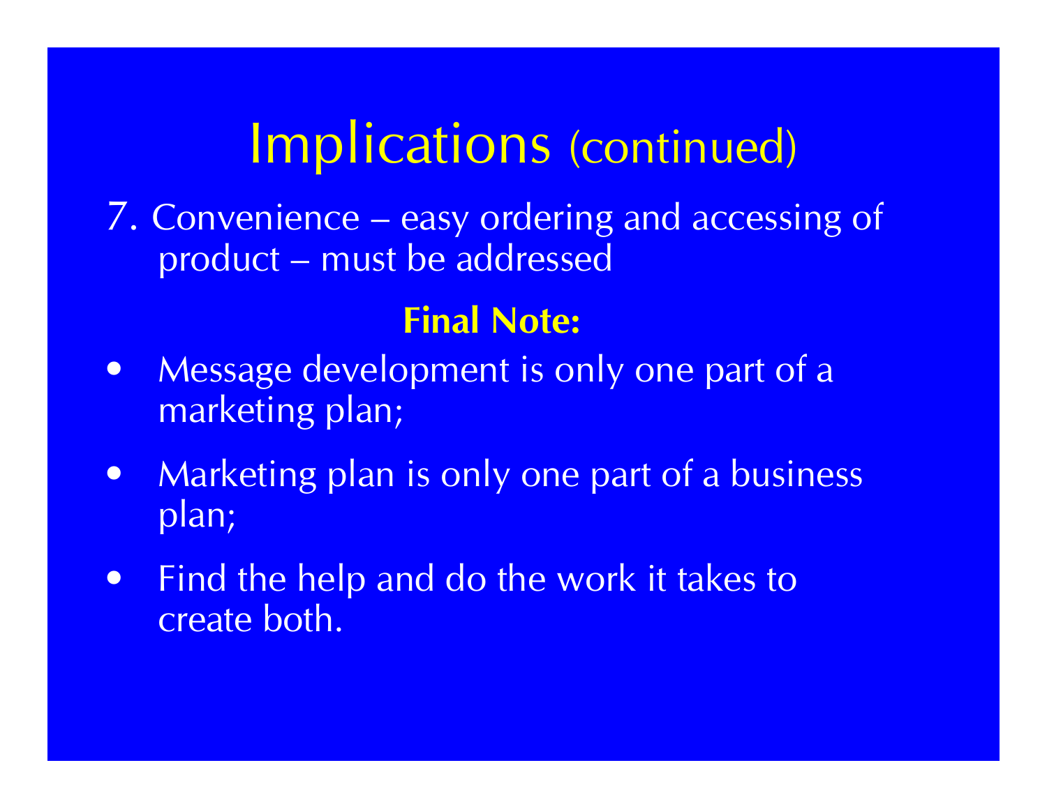# Implications (continued)

7. Convenience – easy ordering and accessing of product – must be addressed

**Final Note:**

- Message development is only one part of a marketing plan;
- Marketing plan is only one part of a business plan;
- Find the help and do the work it takes to create both.